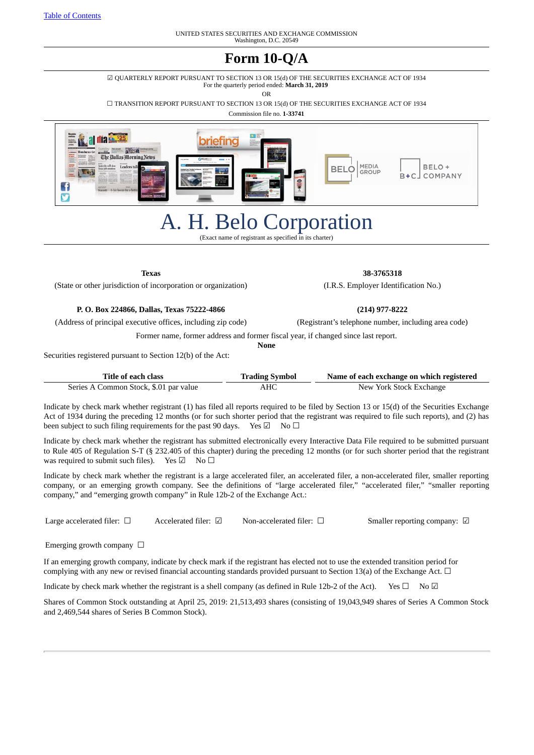Table of Contents

UNITED STATES SECURITIES AND EXCHANGE COMMISSION
Washington, D.C. 20549

# Form 10-Q/A

☑ QUARTERLY REPORT PURSUANT TO SECTION 13 OR 15(d) OF THE SECURITIES EXCHANGE ACT OF 1934
For the quarterly period ended: **March 31, 2019**

OR

☐ TRANSITION REPORT PURSUANT TO SECTION 13 OR 15(d) OF THE SECURITIES EXCHANGE ACT OF 1934

Commission file no. **1-33741**

# A. H. Belo Corporation

(Exact name of registrant as specified in its charter)

| **Texas** | **38-3765318** |
|---|---|
| (State or other jurisdiction of incorporation or organization) | (I.R.S. Employer Identification No.) |
| **P. O. Box 224866, Dallas, Texas 75222-4866** | **(214) 977-8222** |
| (Address of principal executive offices, including zip code) | (Registrant's telephone number, including area code) |

Former name, former address and former fiscal year, if changed since last report.
**None**

Securities registered pursuant to Section 12(b) of the Act:

| Title of each class | Trading Symbol | Name of each exchange on which registered |
|---|---|---|
| Series A Common Stock, $.01 par value | AHC | New York Stock Exchange |

Indicate by check mark whether registrant (1) has filed all reports required to be filed by Section 13 or 15(d) of the Securities Exchange Act of 1934 during the preceding 12 months (or for such shorter period that the registrant was required to file such reports), and (2) has been subject to such filing requirements for the past 90 days. Yes ☑ No ☐

Indicate by check mark whether the registrant has submitted electronically every Interactive Data File required to be submitted pursuant to Rule 405 of Regulation S-T (§ 232.405 of this chapter) during the preceding 12 months (or for such shorter period that the registrant was required to submit such files). Yes ☑ No ☐

Indicate by check mark whether the registrant is a large accelerated filer, an accelerated filer, a non-accelerated filer, smaller reporting company, or an emerging growth company. See the definitions of "large accelerated filer," "accelerated filer," "smaller reporting company," and "emerging growth company" in Rule 12b-2 of the Exchange Act.:

Large accelerated filer: ☐ Accelerated filer: ☑ Non-accelerated filer: ☐ Smaller reporting company: ☑

Emerging growth company ☐

If an emerging growth company, indicate by check mark if the registrant has elected not to use the extended transition period for complying with any new or revised financial accounting standards provided pursuant to Section 13(a) of the Exchange Act. ☐

Indicate by check mark whether the registrant is a shell company (as defined in Rule 12b-2 of the Act). Yes ☐ No ☑

Shares of Common Stock outstanding at April 25, 2019: 21,513,493 shares (consisting of 19,043,949 shares of Series A Common Stock and 2,469,544 shares of Series B Common Stock).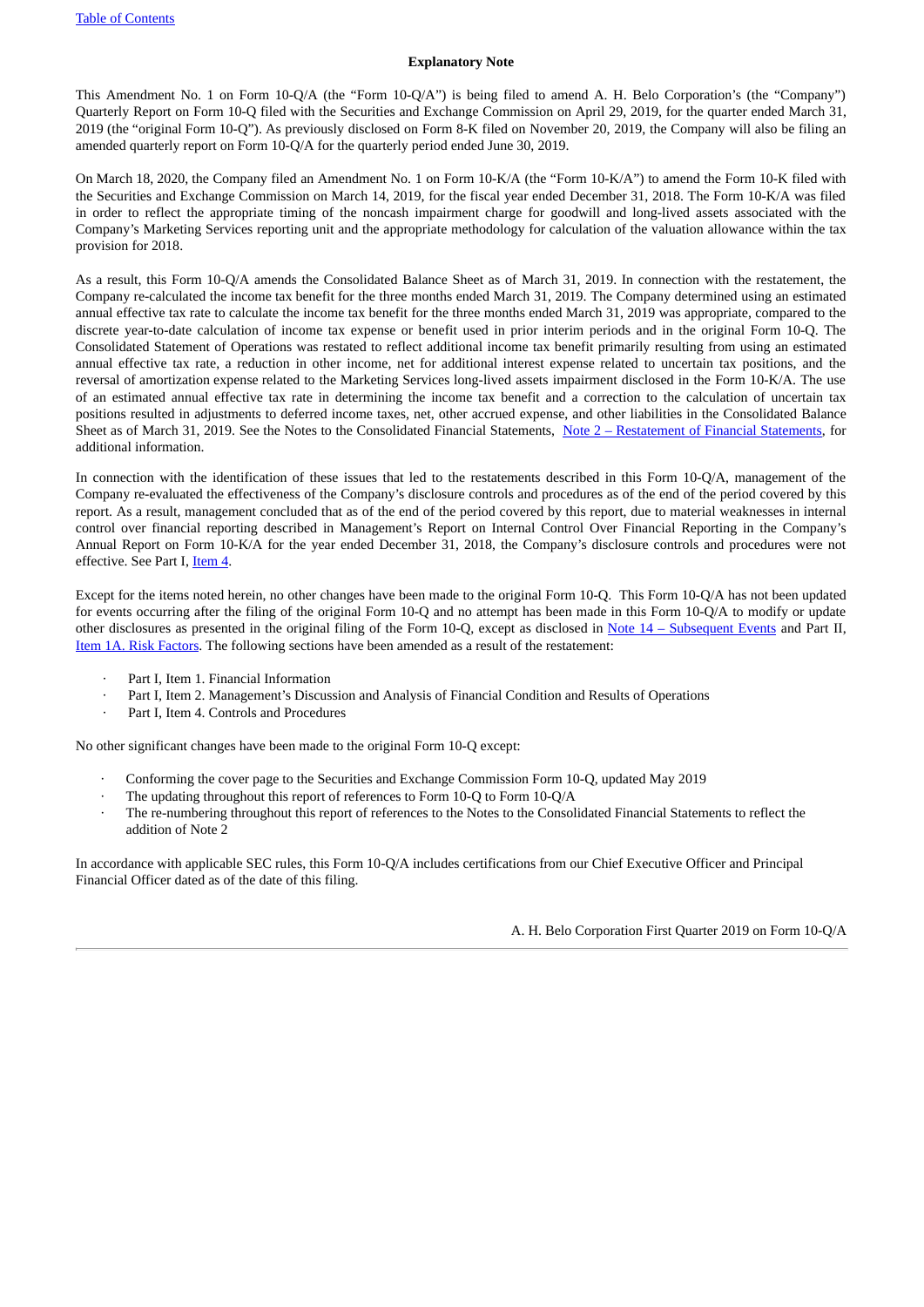## Explanatory Note

This Amendment No. 1 on Form 10-Q/A (the "Form 10-Q/A") is being filed to amend A. H. Belo Corporation's (the "Company") Quarterly Report on Form 10-Q filed with the Securities and Exchange Commission on April 29, 2019, for the quarter ended March 31, 2019 (the "original Form 10-Q"). As previously disclosed on Form 8-K filed on November 20, 2019, the Company will also be filing an amended quarterly report on Form 10-Q/A for the quarterly period ended June 30, 2019.

On March 18, 2020, the Company filed an Amendment No. 1 on Form 10-K/A (the "Form 10-K/A") to amend the Form 10-K filed with the Securities and Exchange Commission on March 14, 2019, for the fiscal year ended December 31, 2018. The Form 10-K/A was filed in order to reflect the appropriate timing of the noncash impairment charge for goodwill and long-lived assets associated with the Company's Marketing Services reporting unit and the appropriate methodology for calculation of the valuation allowance within the tax provision for 2018.

As a result, this Form 10-Q/A amends the Consolidated Balance Sheet as of March 31, 2019. In connection with the restatement, the Company re-calculated the income tax benefit for the three months ended March 31, 2019. The Company determined using an estimated annual effective tax rate to calculate the income tax benefit for the three months ended March 31, 2019 was appropriate, compared to the discrete year-to-date calculation of income tax expense or benefit used in prior interim periods and in the original Form 10-Q. The Consolidated Statement of Operations was restated to reflect additional income tax benefit primarily resulting from using an estimated annual effective tax rate, a reduction in other income, net for additional interest expense related to uncertain tax positions, and the reversal of amortization expense related to the Marketing Services long-lived assets impairment disclosed in the Form 10-K/A. The use of an estimated annual effective tax rate in determining the income tax benefit and a correction to the calculation of uncertain tax positions resulted in adjustments to deferred income taxes, net, other accrued expense, and other liabilities in the Consolidated Balance Sheet as of March 31, 2019. See the Notes to the Consolidated Financial Statements, Note 2 – Restatement of Financial Statements, for additional information.

In connection with the identification of these issues that led to the restatements described in this Form 10-Q/A, management of the Company re-evaluated the effectiveness of the Company's disclosure controls and procedures as of the end of the period covered by this report. As a result, management concluded that as of the end of the period covered by this report, due to material weaknesses in internal control over financial reporting described in Management's Report on Internal Control Over Financial Reporting in the Company's Annual Report on Form 10-K/A for the year ended December 31, 2018, the Company's disclosure controls and procedures were not effective. See Part I, Item 4.

Except for the items noted herein, no other changes have been made to the original Form 10-Q. This Form 10-Q/A has not been updated for events occurring after the filing of the original Form 10-Q and no attempt has been made in this Form 10-Q/A to modify or update other disclosures as presented in the original filing of the Form 10-Q, except as disclosed in Note 14 – Subsequent Events and Part II, Item 1A. Risk Factors. The following sections have been amended as a result of the restatement:

- Part I, Item 1. Financial Information
- Part I, Item 2. Management's Discussion and Analysis of Financial Condition and Results of Operations
- Part I, Item 4. Controls and Procedures

No other significant changes have been made to the original Form 10-Q except:

- Conforming the cover page to the Securities and Exchange Commission Form 10-Q, updated May 2019
- The updating throughout this report of references to Form 10-Q to Form 10-Q/A
- The re-numbering throughout this report of references to the Notes to the Consolidated Financial Statements to reflect the addition of Note 2

In accordance with applicable SEC rules, this Form 10-Q/A includes certifications from our Chief Executive Officer and Principal Financial Officer dated as of the date of this filing.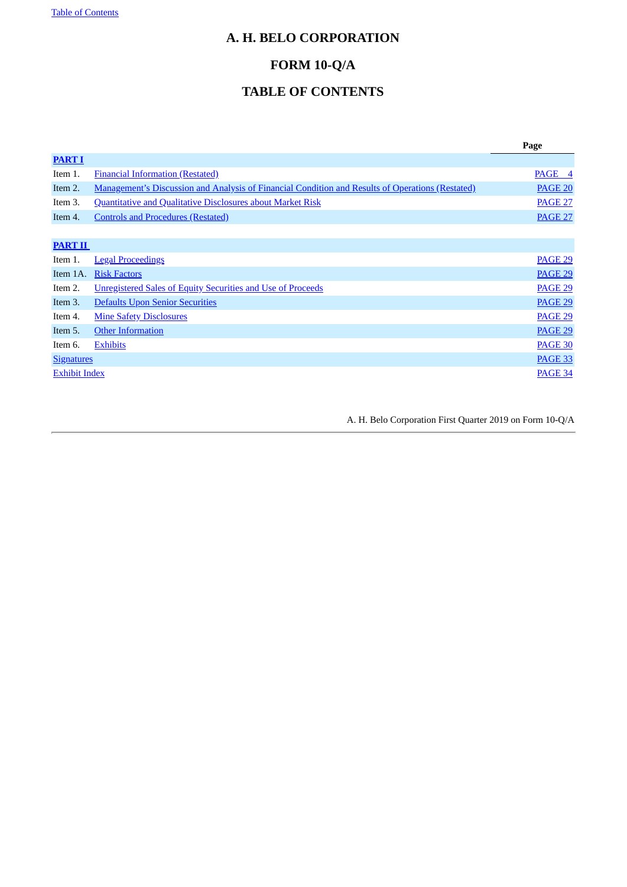# A. H. BELO CORPORATION

# FORM 10-Q/A

# TABLE OF CONTENTS

| | | Page |
|---|---|---|
| **PART I** | | |
| Item 1. | Financial Information (Restated) | PAGE 4 |
| Item 2. | Management's Discussion and Analysis of Financial Condition and Results of Operations (Restated) | PAGE 20 |
| Item 3. | Quantitative and Qualitative Disclosures about Market Risk | PAGE 27 |
| Item 4. | Controls and Procedures (Restated) | PAGE 27 |
| | | |
| **PART II** | | |
| Item 1. | Legal Proceedings | PAGE 29 |
| Item 1A. | Risk Factors | PAGE 29 |
| Item 2. | Unregistered Sales of Equity Securities and Use of Proceeds | PAGE 29 |
| Item 3. | Defaults Upon Senior Securities | PAGE 29 |
| Item 4. | Mine Safety Disclosures | PAGE 29 |
| Item 5. | Other Information | PAGE 29 |
| Item 6. | Exhibits | PAGE 30 |
| Signatures | | PAGE 33 |
| Exhibit Index | | PAGE 34 |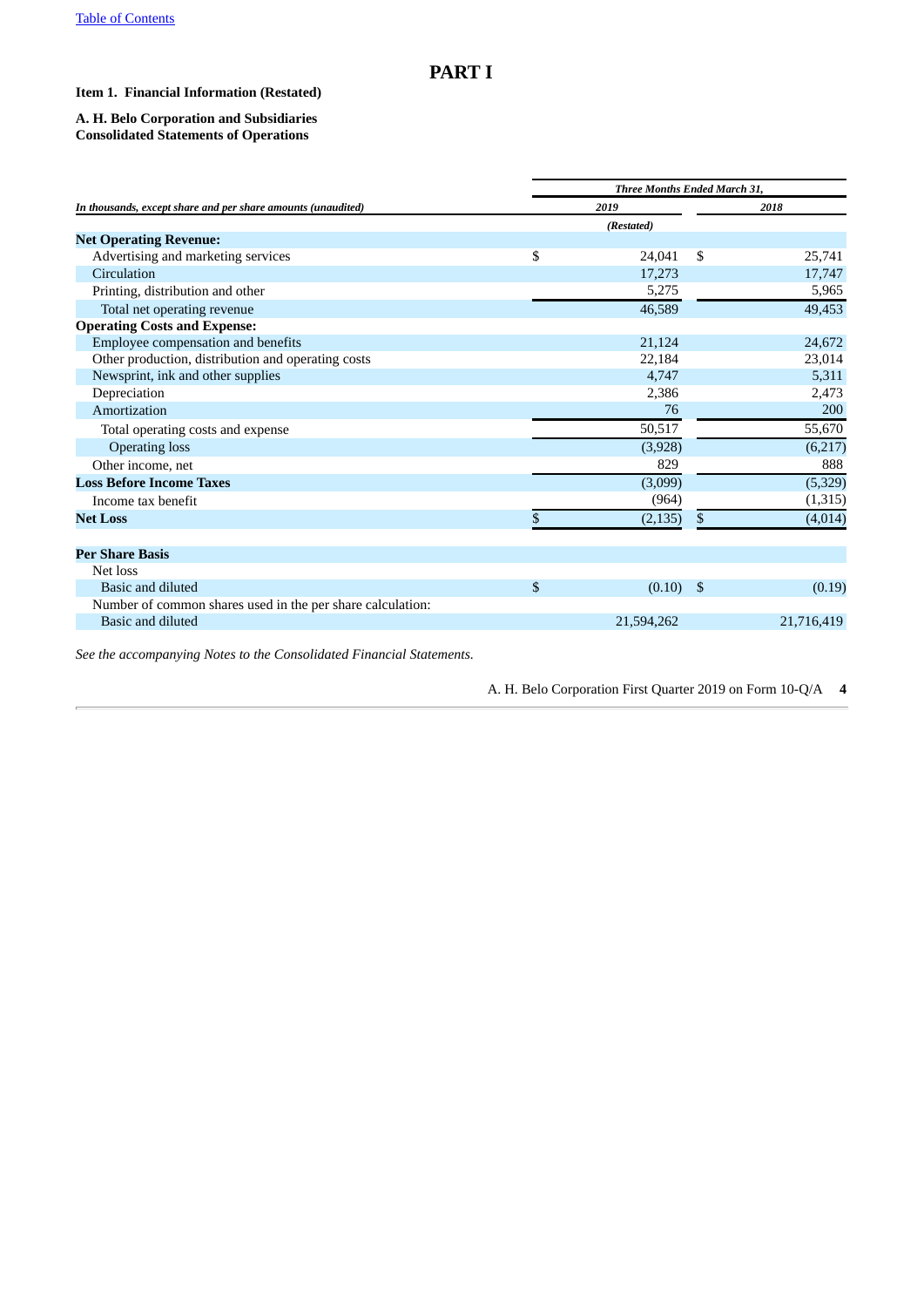# PART I

**Item 1. Financial Information (Restated)**

**A. H. Belo Corporation and Subsidiaries**
**Consolidated Statements of Operations**

| *In thousands, except share and per share amounts (unaudited)* | *Three Months Ended March 31,* | |
|---|---|---|
| | *2019* | *2018* |
| | *(Restated)* | |
| **Net Operating Revenue:** | | |
| Advertising and marketing services | $ 24,041 | $ 25,741 |
| Circulation | 17,273 | 17,747 |
| Printing, distribution and other | 5,275 | 5,965 |
| Total net operating revenue | 46,589 | 49,453 |
| **Operating Costs and Expense:** | | |
| Employee compensation and benefits | 21,124 | 24,672 |
| Other production, distribution and operating costs | 22,184 | 23,014 |
| Newsprint, ink and other supplies | 4,747 | 5,311 |
| Depreciation | 2,386 | 2,473 |
| Amortization | 76 | 200 |
| Total operating costs and expense | 50,517 | 55,670 |
| Operating loss | (3,928) | (6,217) |
| Other income, net | 829 | 888 |
| **Loss Before Income Taxes** | (3,099) | (5,329) |
| Income tax benefit | (964) | (1,315) |
| **Net Loss** | $ (2,135) | $ (4,014) |
| | | |
| **Per Share Basis** | | |
| Net loss | | |
| Basic and diluted | $ (0.10) | $ (0.19) |
| Number of common shares used in the per share calculation: | | |
| Basic and diluted | 21,594,262 | 21,716,419 |

*See the accompanying Notes to the Consolidated Financial Statements.*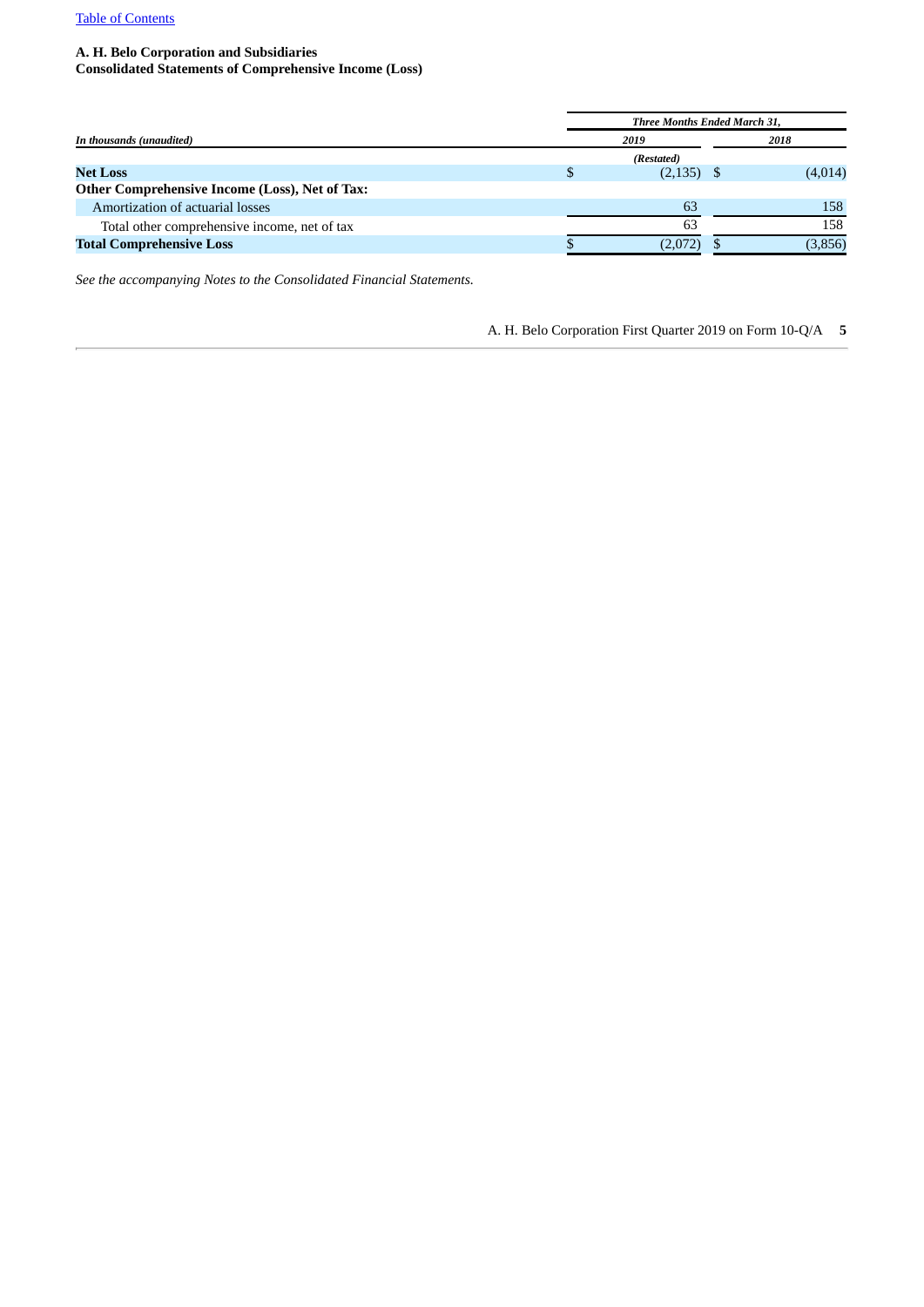**A. H. Belo Corporation and Subsidiaries**
**Consolidated Statements of Comprehensive Income (Loss)**

| *In thousands (unaudited)* | *Three Months Ended March 31,* | |
|---|---|---|
| | *2019* | *2018* |
| | *(Restated)* | |
| **Net Loss** | $ (2,135) | $ (4,014) |
| **Other Comprehensive Income (Loss), Net of Tax:** | | |
| Amortization of actuarial losses | 63 | 158 |
| Total other comprehensive income, net of tax | 63 | 158 |
| **Total Comprehensive Loss** | $ (2,072) | $ (3,856) |

*See the accompanying Notes to the Consolidated Financial Statements.*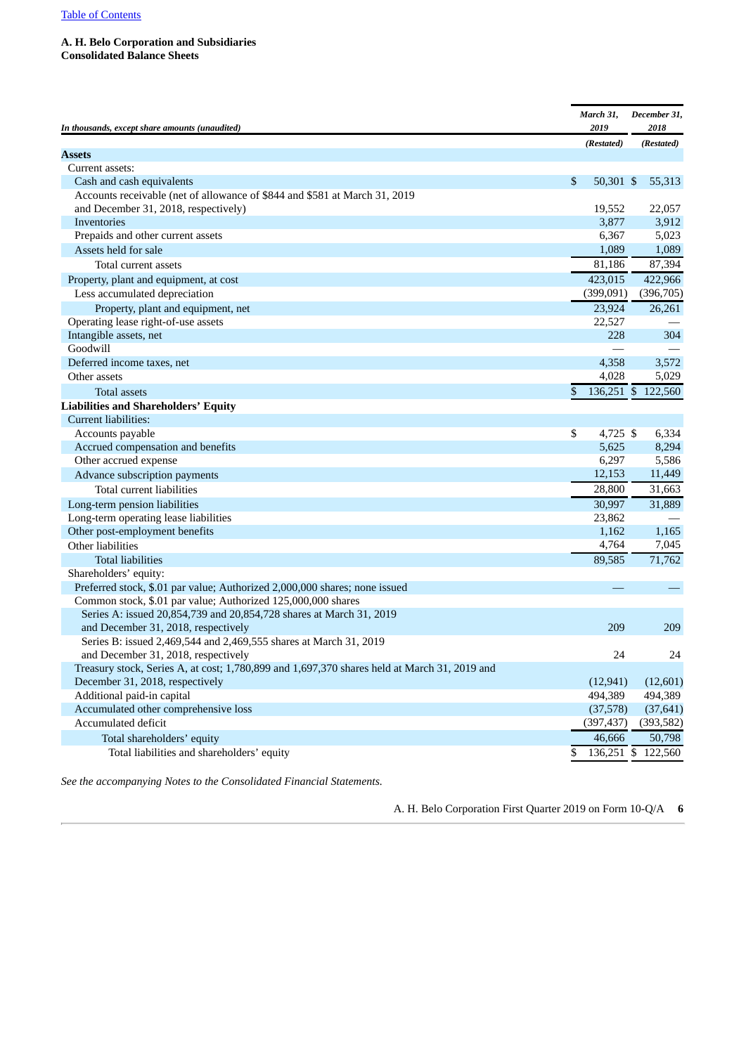Table of Contents

**A. H. Belo Corporation and Subsidiaries**
**Consolidated Balance Sheets**

| *In thousands, except share amounts (unaudited)* | *March 31, 2019* | *December 31, 2018* |
|---|---|---|
| | *(Restated)* | *(Restated)* |
| **Assets** | | |
| Current assets: | | |
| Cash and cash equivalents | $ 50,301 | $ 55,313 |
| Accounts receivable (net of allowance of $844 and $581 at March 31, 2019 and December 31, 2018, respectively) | 19,552 | 22,057 |
| Inventories | 3,877 | 3,912 |
| Prepaids and other current assets | 6,367 | 5,023 |
| Assets held for sale | 1,089 | 1,089 |
| Total current assets | 81,186 | 87,394 |
| Property, plant and equipment, at cost | 423,015 | 422,966 |
| Less accumulated depreciation | (399,091) | (396,705) |
| Property, plant and equipment, net | 23,924 | 26,261 |
| Operating lease right-of-use assets | 22,527 | — |
| Intangible assets, net | 228 | 304 |
| Goodwill | — | — |
| Deferred income taxes, net | 4,358 | 3,572 |
| Other assets | 4,028 | 5,029 |
| Total assets | $ 136,251 | $ 122,560 |
| **Liabilities and Shareholders' Equity** | | |
| Current liabilities: | | |
| Accounts payable | $ 4,725 | $ 6,334 |
| Accrued compensation and benefits | 5,625 | 8,294 |
| Other accrued expense | 6,297 | 5,586 |
| Advance subscription payments | 12,153 | 11,449 |
| Total current liabilities | 28,800 | 31,663 |
| Long-term pension liabilities | 30,997 | 31,889 |
| Long-term operating lease liabilities | 23,862 | — |
| Other post-employment benefits | 1,162 | 1,165 |
| Other liabilities | 4,764 | 7,045 |
| Total liabilities | 89,585 | 71,762 |
| Shareholders' equity: | | |
| Preferred stock, $.01 par value; Authorized 2,000,000 shares; none issued | — | — |
| Common stock, $.01 par value; Authorized 125,000,000 shares | | |
| Series A: issued 20,854,739 and 20,854,728 shares at March 31, 2019 and December 31, 2018, respectively | 209 | 209 |
| Series B: issued 2,469,544 and 2,469,555 shares at March 31, 2019 and December 31, 2018, respectively | 24 | 24 |
| Treasury stock, Series A, at cost; 1,780,899 and 1,697,370 shares held at March 31, 2019 and December 31, 2018, respectively | (12,941) | (12,601) |
| Additional paid-in capital | 494,389 | 494,389 |
| Accumulated other comprehensive loss | (37,578) | (37,641) |
| Accumulated deficit | (397,437) | (393,582) |
| Total shareholders' equity | 46,666 | 50,798 |
| Total liabilities and shareholders' equity | $ 136,251 | $ 122,560 |

*See the accompanying Notes to the Consolidated Financial Statements.*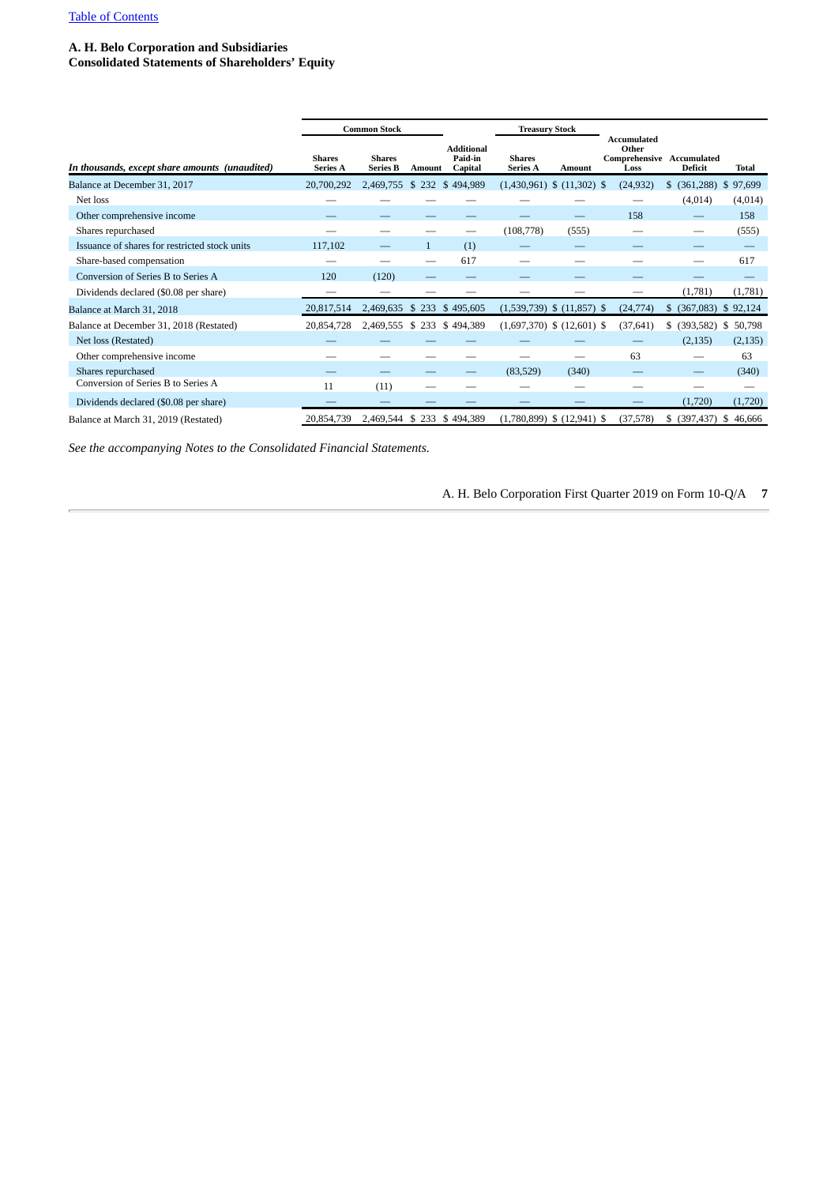[Table of Contents](#)

**A. H. Belo Corporation and Subsidiaries**
**Consolidated Statements of Shareholders' Equity**

| *In thousands, except share amounts (unaudited)* | Common Stock | | | Additional Paid-in Capital | Treasury Stock | | Accumulated Other Comprehensive Loss | Accumulated Deficit | Total |
|---|---|---|---|---|---|---|---|---|---|
| | Shares Series A | Shares Series B | Amount | | Shares Series A | Amount | | | |
| Balance at December 31, 2017 | 20,700,292 | 2,469,755 | $ 232 | $ 494,989 | (1,430,961) | $ (11,302) | $ (24,932) | $ (361,288) | $ 97,699 |
| Net loss | — | — | — | — | — | — | — | (4,014) | (4,014) |
| Other comprehensive income | — | — | — | — | — | — | 158 | — | 158 |
| Shares repurchased | — | — | — | — | (108,778) | (555) | — | — | (555) |
| Issuance of shares for restricted stock units | 117,102 | — | 1 | (1) | — | — | — | — | — |
| Share-based compensation | — | — | — | 617 | — | — | — | — | 617 |
| Conversion of Series B to Series A | 120 | (120) | — | — | — | — | — | — | — |
| Dividends declared ($0.08 per share) | — | — | — | — | — | — | — | (1,781) | (1,781) |
| Balance at March 31, 2018 | 20,817,514 | 2,469,635 | $ 233 | $ 495,605 | (1,539,739) | $ (11,857) | $ (24,774) | $ (367,083) | $ 92,124 |
| Balance at December 31, 2018 (Restated) | 20,854,728 | 2,469,555 | $ 233 | $ 494,389 | (1,697,370) | $ (12,601) | $ (37,641) | $ (393,582) | $ 50,798 |
| Net loss (Restated) | — | — | — | — | — | — | — | (2,135) | (2,135) |
| Other comprehensive income | — | — | — | — | — | — | 63 | — | 63 |
| Shares repurchased | — | — | — | — | (83,529) | (340) | — | — | (340) |
| Conversion of Series B to Series A | 11 | (11) | — | — | — | — | — | — | — |
| Dividends declared ($0.08 per share) | — | — | — | — | — | — | — | (1,720) | (1,720) |
| Balance at March 31, 2019 (Restated) | 20,854,739 | 2,469,544 | $ 233 | $ 494,389 | (1,780,899) | $ (12,941) | $ (37,578) | $ (397,437) | $ 46,666 |

*See the accompanying Notes to the Consolidated Financial Statements.*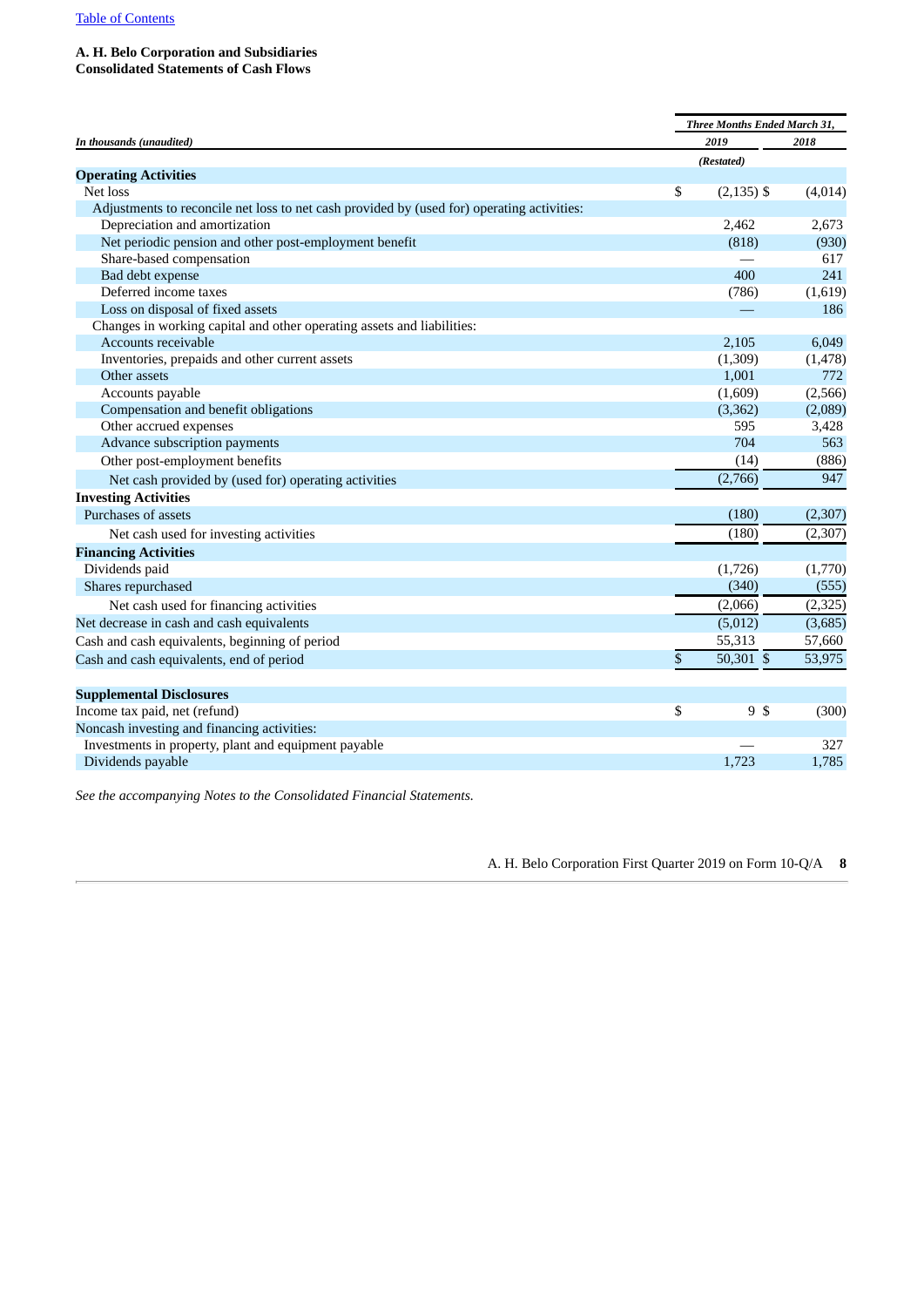[Table of Contents](#)

**A. H. Belo Corporation and Subsidiaries**
**Consolidated Statements of Cash Flows**

| *In thousands (unaudited)* | *Three Months Ended March 31,* | |
|---|---|---|
| | *2019* | *2018* |
| | *(Restated)* | |
| **Operating Activities** | | |
| Net loss | $ (2,135) | $ (4,014) |
| Adjustments to reconcile net loss to net cash provided by (used for) operating activities: | | |
| Depreciation and amortization | 2,462 | 2,673 |
| Net periodic pension and other post-employment benefit | (818) | (930) |
| Share-based compensation | — | 617 |
| Bad debt expense | 400 | 241 |
| Deferred income taxes | (786) | (1,619) |
| Loss on disposal of fixed assets | — | 186 |
| Changes in working capital and other operating assets and liabilities: | | |
| Accounts receivable | 2,105 | 6,049 |
| Inventories, prepaids and other current assets | (1,309) | (1,478) |
| Other assets | 1,001 | 772 |
| Accounts payable | (1,609) | (2,566) |
| Compensation and benefit obligations | (3,362) | (2,089) |
| Other accrued expenses | 595 | 3,428 |
| Advance subscription payments | 704 | 563 |
| Other post-employment benefits | (14) | (886) |
| Net cash provided by (used for) operating activities | (2,766) | 947 |
| **Investing Activities** | | |
| Purchases of assets | (180) | (2,307) |
| Net cash used for investing activities | (180) | (2,307) |
| **Financing Activities** | | |
| Dividends paid | (1,726) | (1,770) |
| Shares repurchased | (340) | (555) |
| Net cash used for financing activities | (2,066) | (2,325) |
| Net decrease in cash and cash equivalents | (5,012) | (3,685) |
| Cash and cash equivalents, beginning of period | 55,313 | 57,660 |
| Cash and cash equivalents, end of period | $ 50,301 | $ 53,975 |
| | | |
| **Supplemental Disclosures** | | |
| Income tax paid, net (refund) | $ 9 | $ (300) |
| Noncash investing and financing activities: | | |
| Investments in property, plant and equipment payable | — | 327 |
| Dividends payable | 1,723 | 1,785 |

*See the accompanying Notes to the Consolidated Financial Statements.*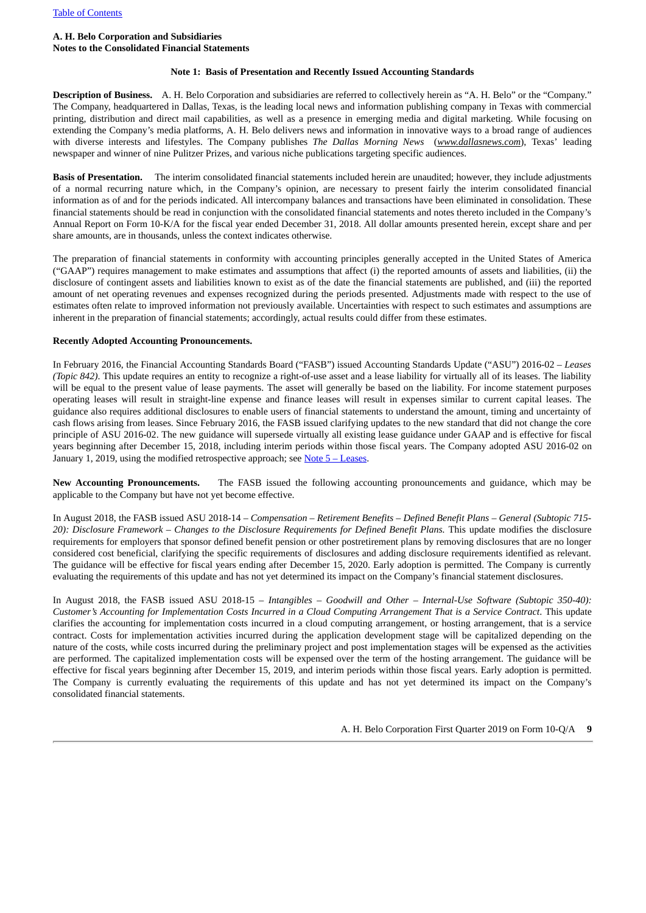**A. H. Belo Corporation and Subsidiaries**
**Notes to the Consolidated Financial Statements**

### Note 1: Basis of Presentation and Recently Issued Accounting Standards

**Description of Business.** A. H. Belo Corporation and subsidiaries are referred to collectively herein as "A. H. Belo" or the "Company." The Company, headquartered in Dallas, Texas, is the leading local news and information publishing company in Texas with commercial printing, distribution and direct mail capabilities, as well as a presence in emerging media and digital marketing. While focusing on extending the Company's media platforms, A. H. Belo delivers news and information in innovative ways to a broad range of audiences with diverse interests and lifestyles. The Company publishes *The Dallas Morning News* (*www.dallasnews.com*), Texas' leading newspaper and winner of nine Pulitzer Prizes, and various niche publications targeting specific audiences.

**Basis of Presentation.** The interim consolidated financial statements included herein are unaudited; however, they include adjustments of a normal recurring nature which, in the Company's opinion, are necessary to present fairly the interim consolidated financial information as of and for the periods indicated. All intercompany balances and transactions have been eliminated in consolidation. These financial statements should be read in conjunction with the consolidated financial statements and notes thereto included in the Company's Annual Report on Form 10-K/A for the fiscal year ended December 31, 2018. All dollar amounts presented herein, except share and per share amounts, are in thousands, unless the context indicates otherwise.

The preparation of financial statements in conformity with accounting principles generally accepted in the United States of America ("GAAP") requires management to make estimates and assumptions that affect (i) the reported amounts of assets and liabilities, (ii) the disclosure of contingent assets and liabilities known to exist as of the date the financial statements are published, and (iii) the reported amount of net operating revenues and expenses recognized during the periods presented. Adjustments made with respect to the use of estimates often relate to improved information not previously available. Uncertainties with respect to such estimates and assumptions are inherent in the preparation of financial statements; accordingly, actual results could differ from these estimates.

**Recently Adopted Accounting Pronouncements.**

In February 2016, the Financial Accounting Standards Board ("FASB") issued Accounting Standards Update ("ASU") 2016-02 – *Leases (Topic 842)*. This update requires an entity to recognize a right-of-use asset and a lease liability for virtually all of its leases. The liability will be equal to the present value of lease payments. The asset will generally be based on the liability. For income statement purposes operating leases will result in straight-line expense and finance leases will result in expenses similar to current capital leases. The guidance also requires additional disclosures to enable users of financial statements to understand the amount, timing and uncertainty of cash flows arising from leases. Since February 2016, the FASB issued clarifying updates to the new standard that did not change the core principle of ASU 2016-02. The new guidance will supersede virtually all existing lease guidance under GAAP and is effective for fiscal years beginning after December 15, 2018, including interim periods within those fiscal years. The Company adopted ASU 2016-02 on January 1, 2019, using the modified retrospective approach; see Note 5 – Leases.

**New Accounting Pronouncements.** The FASB issued the following accounting pronouncements and guidance, which may be applicable to the Company but have not yet become effective.

In August 2018, the FASB issued ASU 2018-14 – *Compensation – Retirement Benefits – Defined Benefit Plans – General (Subtopic 715-20): Disclosure Framework – Changes to the Disclosure Requirements for Defined Benefit Plans.* This update modifies the disclosure requirements for employers that sponsor defined benefit pension or other postretirement plans by removing disclosures that are no longer considered cost beneficial, clarifying the specific requirements of disclosures and adding disclosure requirements identified as relevant. The guidance will be effective for fiscal years ending after December 15, 2020. Early adoption is permitted. The Company is currently evaluating the requirements of this update and has not yet determined its impact on the Company's financial statement disclosures.

In August 2018, the FASB issued ASU 2018-15 – *Intangibles – Goodwill and Other – Internal-Use Software (Subtopic 350-40): Customer's Accounting for Implementation Costs Incurred in a Cloud Computing Arrangement That is a Service Contract*. This update clarifies the accounting for implementation costs incurred in a cloud computing arrangement, or hosting arrangement, that is a service contract. Costs for implementation activities incurred during the application development stage will be capitalized depending on the nature of the costs, while costs incurred during the preliminary project and post implementation stages will be expensed as the activities are performed. The capitalized implementation costs will be expensed over the term of the hosting arrangement. The guidance will be effective for fiscal years beginning after December 15, 2019, and interim periods within those fiscal years. Early adoption is permitted. The Company is currently evaluating the requirements of this update and has not yet determined its impact on the Company's consolidated financial statements.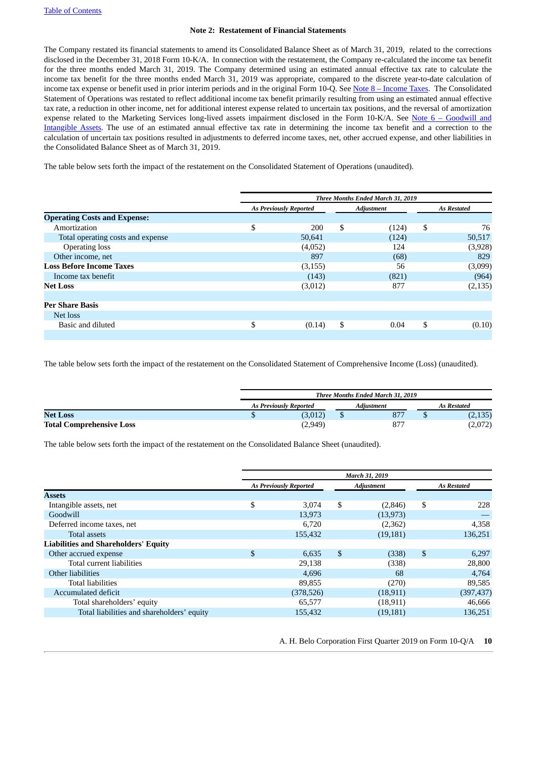### Note 2: Restatement of Financial Statements

The Company restated its financial statements to amend its Consolidated Balance Sheet as of March 31, 2019, related to the corrections disclosed in the December 31, 2018 Form 10-K/A. In connection with the restatement, the Company re-calculated the income tax benefit for the three months ended March 31, 2019. The Company determined using an estimated annual effective tax rate to calculate the income tax benefit for the three months ended March 31, 2019 was appropriate, compared to the discrete year-to-date calculation of income tax expense or benefit used in prior interim periods and in the original Form 10-Q. See Note 8 – Income Taxes. The Consolidated Statement of Operations was restated to reflect additional income tax benefit primarily resulting from using an estimated annual effective tax rate, a reduction in other income, net for additional interest expense related to uncertain tax positions, and the reversal of amortization expense related to the Marketing Services long-lived assets impairment disclosed in the Form 10-K/A. See Note 6 – Goodwill and Intangible Assets. The use of an estimated annual effective tax rate in determining the income tax benefit and a correction to the calculation of uncertain tax positions resulted in adjustments to deferred income taxes, net, other accrued expense, and other liabilities in the Consolidated Balance Sheet as of March 31, 2019.

The table below sets forth the impact of the restatement on the Consolidated Statement of Operations (unaudited).

| | *Three Months Ended March 31, 2019* | | |
|---|---|---|---|
| | *As Previously Reported* | *Adjustment* | *As Restated* |
| **Operating Costs and Expense:** | | | |
| Amortization | $ 200 | $ (124) | $ 76 |
| Total operating costs and expense | 50,641 | (124) | 50,517 |
| Operating loss | (4,052) | 124 | (3,928) |
| Other income, net | 897 | (68) | 829 |
| **Loss Before Income Taxes** | (3,155) | 56 | (3,099) |
| Income tax benefit | (143) | (821) | (964) |
| **Net Loss** | (3,012) | 877 | (2,135) |
| **Per Share Basis** | | | |
| Net loss | | | |
| Basic and diluted | $ (0.14) | $ 0.04 | $ (0.10) |

The table below sets forth the impact of the restatement on the Consolidated Statement of Comprehensive Income (Loss) (unaudited).

| | *Three Months Ended March 31, 2019* | | |
|---|---|---|---|
| | *As Previously Reported* | *Adjustment* | *As Restated* |
| **Net Loss** | $ (3,012) | $ 877 | $ (2,135) |
| **Total Comprehensive Loss** | (2,949) | 877 | (2,072) |

The table below sets forth the impact of the restatement on the Consolidated Balance Sheet (unaudited).

| | *March 31, 2019* | | |
|---|---|---|---|
| | *As Previously Reported* | *Adjustment* | *As Restated* |
| **Assets** | | | |
| Intangible assets, net | $ 3,074 | $ (2,846) | $ 228 |
| Goodwill | 13,973 | (13,973) | — |
| Deferred income taxes, net | 6,720 | (2,362) | 4,358 |
| Total assets | 155,432 | (19,181) | 136,251 |
| **Liabilities and Shareholders' Equity** | | | |
| Other accrued expense | $ 6,635 | $ (338) | $ 6,297 |
| Total current liabilities | 29,138 | (338) | 28,800 |
| Other liabilities | 4,696 | 68 | 4,764 |
| Total liabilities | 89,855 | (270) | 89,585 |
| Accumulated deficit | (378,526) | (18,911) | (397,437) |
| Total shareholders' equity | 65,577 | (18,911) | 46,666 |
| Total liabilities and shareholders' equity | 155,432 | (19,181) | 136,251 |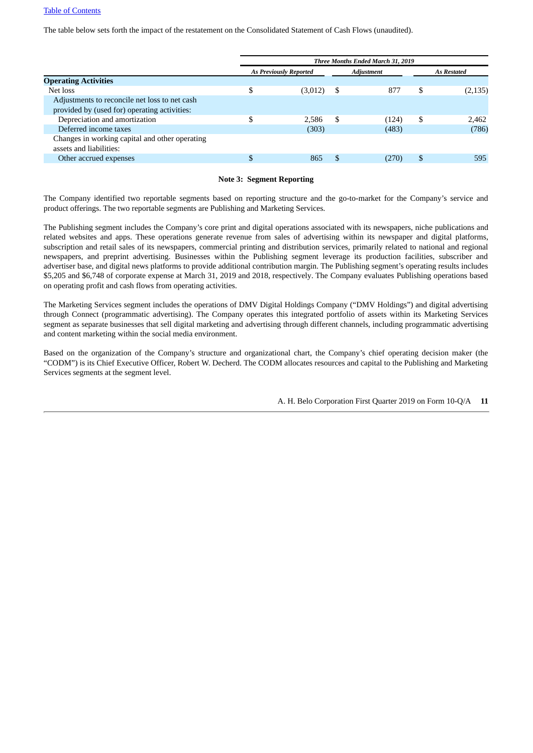The table below sets forth the impact of the restatement on the Consolidated Statement of Cash Flows (unaudited).

| | *Three Months Ended March 31, 2019* | | |
|---|---|---|---|
| | *As Previously Reported* | *Adjustment* | *As Restated* |
| **Operating Activities** | | | |
| Net loss | $ (3,012) | $ 877 | $ (2,135) |
| Adjustments to reconcile net loss to net cash provided by (used for) operating activities: | | | |
| Depreciation and amortization | $ 2,586 | $ (124) | $ 2,462 |
| Deferred income taxes | (303) | (483) | (786) |
| Changes in working capital and other operating assets and liabilities: | | | |
| Other accrued expenses | $ 865 | $ (270) | $ 595 |

**Note 3: Segment Reporting**

The Company identified two reportable segments based on reporting structure and the go-to-market for the Company's service and product offerings. The two reportable segments are Publishing and Marketing Services.

The Publishing segment includes the Company's core print and digital operations associated with its newspapers, niche publications and related websites and apps. These operations generate revenue from sales of advertising within its newspaper and digital platforms, subscription and retail sales of its newspapers, commercial printing and distribution services, primarily related to national and regional newspapers, and preprint advertising. Businesses within the Publishing segment leverage its production facilities, subscriber and advertiser base, and digital news platforms to provide additional contribution margin. The Publishing segment's operating results includes $5,205 and $6,748 of corporate expense at March 31, 2019 and 2018, respectively. The Company evaluates Publishing operations based on operating profit and cash flows from operating activities.

The Marketing Services segment includes the operations of DMV Digital Holdings Company ("DMV Holdings") and digital advertising through Connect (programmatic advertising). The Company operates this integrated portfolio of assets within its Marketing Services segment as separate businesses that sell digital marketing and advertising through different channels, including programmatic advertising and content marketing within the social media environment.

Based on the organization of the Company's structure and organizational chart, the Company's chief operating decision maker (the "CODM") is its Chief Executive Officer, Robert W. Decherd. The CODM allocates resources and capital to the Publishing and Marketing Services segments at the segment level.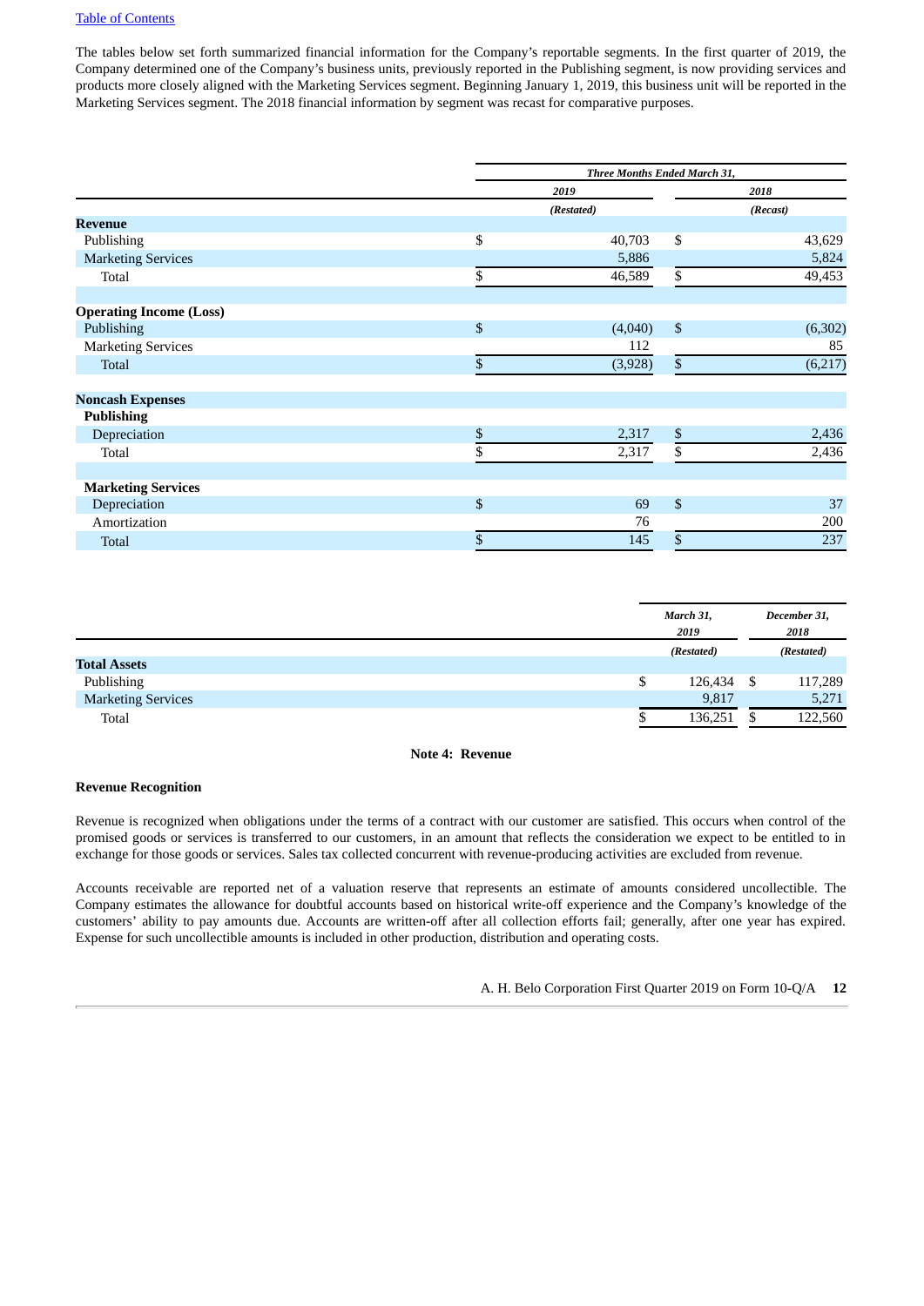The tables below set forth summarized financial information for the Company's reportable segments. In the first quarter of 2019, the Company determined one of the Company's business units, previously reported in the Publishing segment, is now providing services and products more closely aligned with the Marketing Services segment. Beginning January 1, 2019, this business unit will be reported in the Marketing Services segment. The 2018 financial information by segment was recast for comparative purposes.

| | Three Months Ended March 31, | |
|---|---|---|
| | 2019 | 2018 |
| | (Restated) | (Recast) |
| **Revenue** | | |
| Publishing | $ 40,703 | $ 43,629 |
| Marketing Services | 5,886 | 5,824 |
| Total | $ 46,589 | $ 49,453 |
| **Operating Income (Loss)** | | |
| Publishing | $ (4,040) | $ (6,302) |
| Marketing Services | 112 | 85 |
| Total | $ (3,928) | $ (6,217) |
| **Noncash Expenses** | | |
| **Publishing** | | |
| Depreciation | $ 2,317 | $ 2,436 |
| Total | $ 2,317 | $ 2,436 |
| **Marketing Services** | | |
| Depreciation | $ 69 | $ 37 |
| Amortization | 76 | 200 |
| Total | $ 145 | $ 237 |

| | March 31, 2019 | December 31, 2018 |
|---|---|---|
| | (Restated) | (Restated) |
| **Total Assets** | | |
| Publishing | $ 126,434 | $ 117,289 |
| Marketing Services | 9,817 | 5,271 |
| Total | $ 136,251 | $ 122,560 |

## Note 4: Revenue

### Revenue Recognition

Revenue is recognized when obligations under the terms of a contract with our customer are satisfied. This occurs when control of the promised goods or services is transferred to our customers, in an amount that reflects the consideration we expect to be entitled to in exchange for those goods or services. Sales tax collected concurrent with revenue-producing activities are excluded from revenue.

Accounts receivable are reported net of a valuation reserve that represents an estimate of amounts considered uncollectible. The Company estimates the allowance for doubtful accounts based on historical write-off experience and the Company's knowledge of the customers' ability to pay amounts due. Accounts are written-off after all collection efforts fail; generally, after one year has expired. Expense for such uncollectible amounts is included in other production, distribution and operating costs.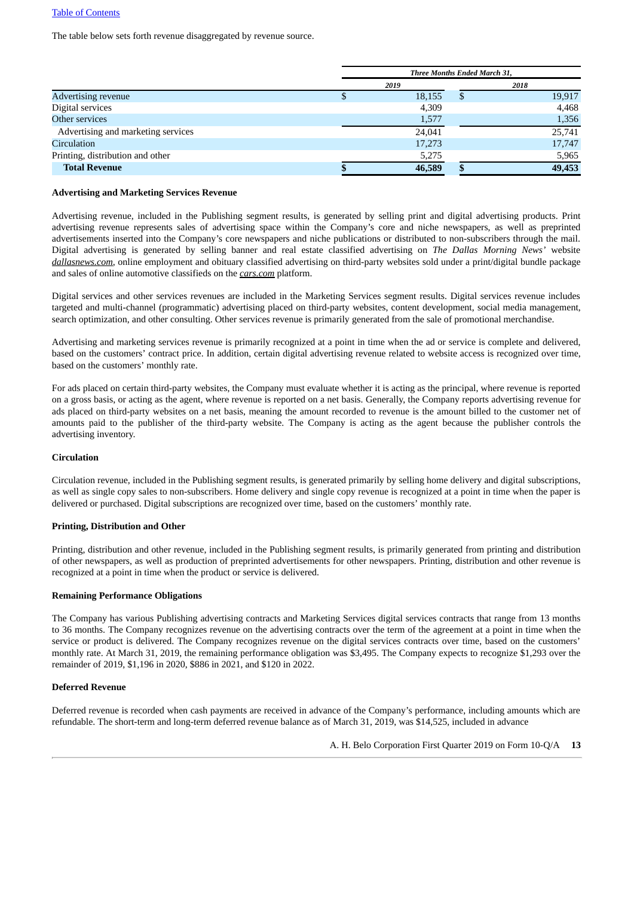The table below sets forth revenue disaggregated by revenue source.

| | Three Months Ended March 31, | |
|---|---|---|
| | 2019 | 2018 |
| Advertising revenue | $ 18,155 | $ 19,917 |
| Digital services | 4,309 | 4,468 |
| Other services | 1,577 | 1,356 |
| Advertising and marketing services | 24,041 | 25,741 |
| Circulation | 17,273 | 17,747 |
| Printing, distribution and other | 5,275 | 5,965 |
| **Total Revenue** | **$ 46,589** | **$ 49,453** |

**Advertising and Marketing Services Revenue**

Advertising revenue, included in the Publishing segment results, is generated by selling print and digital advertising products. Print advertising revenue represents sales of advertising space within the Company's core and niche newspapers, as well as preprinted advertisements inserted into the Company's core newspapers and niche publications or distributed to non-subscribers through the mail. Digital advertising is generated by selling banner and real estate classified advertising on *The Dallas Morning News'* website *dallasnews.com*, online employment and obituary classified advertising on third-party websites sold under a print/digital bundle package and sales of online automotive classifieds on the *cars.com* platform.

Digital services and other services revenues are included in the Marketing Services segment results. Digital services revenue includes targeted and multi-channel (programmatic) advertising placed on third-party websites, content development, social media management, search optimization, and other consulting. Other services revenue is primarily generated from the sale of promotional merchandise.

Advertising and marketing services revenue is primarily recognized at a point in time when the ad or service is complete and delivered, based on the customers' contract price. In addition, certain digital advertising revenue related to website access is recognized over time, based on the customers' monthly rate.

For ads placed on certain third-party websites, the Company must evaluate whether it is acting as the principal, where revenue is reported on a gross basis, or acting as the agent, where revenue is reported on a net basis. Generally, the Company reports advertising revenue for ads placed on third-party websites on a net basis, meaning the amount recorded to revenue is the amount billed to the customer net of amounts paid to the publisher of the third-party website. The Company is acting as the agent because the publisher controls the advertising inventory.

**Circulation**

Circulation revenue, included in the Publishing segment results, is generated primarily by selling home delivery and digital subscriptions, as well as single copy sales to non-subscribers. Home delivery and single copy revenue is recognized at a point in time when the paper is delivered or purchased. Digital subscriptions are recognized over time, based on the customers' monthly rate.

**Printing, Distribution and Other**

Printing, distribution and other revenue, included in the Publishing segment results, is primarily generated from printing and distribution of other newspapers, as well as production of preprinted advertisements for other newspapers. Printing, distribution and other revenue is recognized at a point in time when the product or service is delivered.

**Remaining Performance Obligations**

The Company has various Publishing advertising contracts and Marketing Services digital services contracts that range from 13 months to 36 months. The Company recognizes revenue on the advertising contracts over the term of the agreement at a point in time when the service or product is delivered. The Company recognizes revenue on the digital services contracts over time, based on the customers' monthly rate. At March 31, 2019, the remaining performance obligation was $3,495. The Company expects to recognize $1,293 over the remainder of 2019, $1,196 in 2020, $886 in 2021, and $120 in 2022.

**Deferred Revenue**

Deferred revenue is recorded when cash payments are received in advance of the Company's performance, including amounts which are refundable. The short-term and long-term deferred revenue balance as of March 31, 2019, was $14,525, included in advance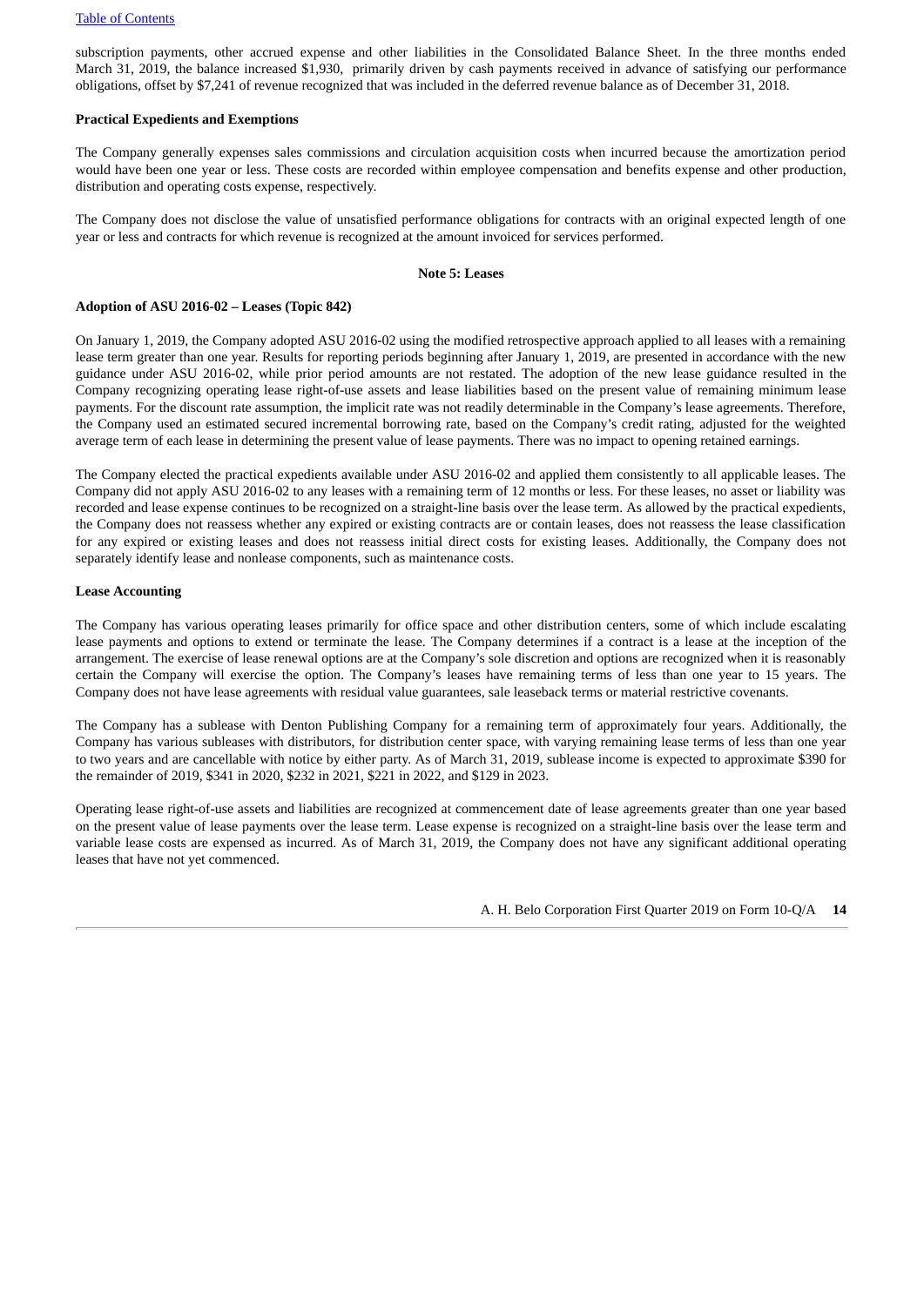subscription payments, other accrued expense and other liabilities in the Consolidated Balance Sheet. In the three months ended March 31, 2019, the balance increased $1,930, primarily driven by cash payments received in advance of satisfying our performance obligations, offset by $7,241 of revenue recognized that was included in the deferred revenue balance as of December 31, 2018.

**Practical Expedients and Exemptions**

The Company generally expenses sales commissions and circulation acquisition costs when incurred because the amortization period would have been one year or less. These costs are recorded within employee compensation and benefits expense and other production, distribution and operating costs expense, respectively.

The Company does not disclose the value of unsatisfied performance obligations for contracts with an original expected length of one year or less and contracts for which revenue is recognized at the amount invoiced for services performed.

## Note 5: Leases

**Adoption of ASU 2016-02 – Leases (Topic 842)**

On January 1, 2019, the Company adopted ASU 2016-02 using the modified retrospective approach applied to all leases with a remaining lease term greater than one year. Results for reporting periods beginning after January 1, 2019, are presented in accordance with the new guidance under ASU 2016-02, while prior period amounts are not restated. The adoption of the new lease guidance resulted in the Company recognizing operating lease right-of-use assets and lease liabilities based on the present value of remaining minimum lease payments. For the discount rate assumption, the implicit rate was not readily determinable in the Company's lease agreements. Therefore, the Company used an estimated secured incremental borrowing rate, based on the Company's credit rating, adjusted for the weighted average term of each lease in determining the present value of lease payments. There was no impact to opening retained earnings.

The Company elected the practical expedients available under ASU 2016-02 and applied them consistently to all applicable leases. The Company did not apply ASU 2016-02 to any leases with a remaining term of 12 months or less. For these leases, no asset or liability was recorded and lease expense continues to be recognized on a straight-line basis over the lease term. As allowed by the practical expedients, the Company does not reassess whether any expired or existing contracts are or contain leases, does not reassess the lease classification for any expired or existing leases and does not reassess initial direct costs for existing leases. Additionally, the Company does not separately identify lease and nonlease components, such as maintenance costs.

**Lease Accounting**

The Company has various operating leases primarily for office space and other distribution centers, some of which include escalating lease payments and options to extend or terminate the lease. The Company determines if a contract is a lease at the inception of the arrangement. The exercise of lease renewal options are at the Company's sole discretion and options are recognized when it is reasonably certain the Company will exercise the option. The Company's leases have remaining terms of less than one year to 15 years. The Company does not have lease agreements with residual value guarantees, sale leaseback terms or material restrictive covenants.

The Company has a sublease with Denton Publishing Company for a remaining term of approximately four years. Additionally, the Company has various subleases with distributors, for distribution center space, with varying remaining lease terms of less than one year to two years and are cancellable with notice by either party. As of March 31, 2019, sublease income is expected to approximate $390 for the remainder of 2019, $341 in 2020, $232 in 2021, $221 in 2022, and $129 in 2023.

Operating lease right-of-use assets and liabilities are recognized at commencement date of lease agreements greater than one year based on the present value of lease payments over the lease term. Lease expense is recognized on a straight-line basis over the lease term and variable lease costs are expensed as incurred. As of March 31, 2019, the Company does not have any significant additional operating leases that have not yet commenced.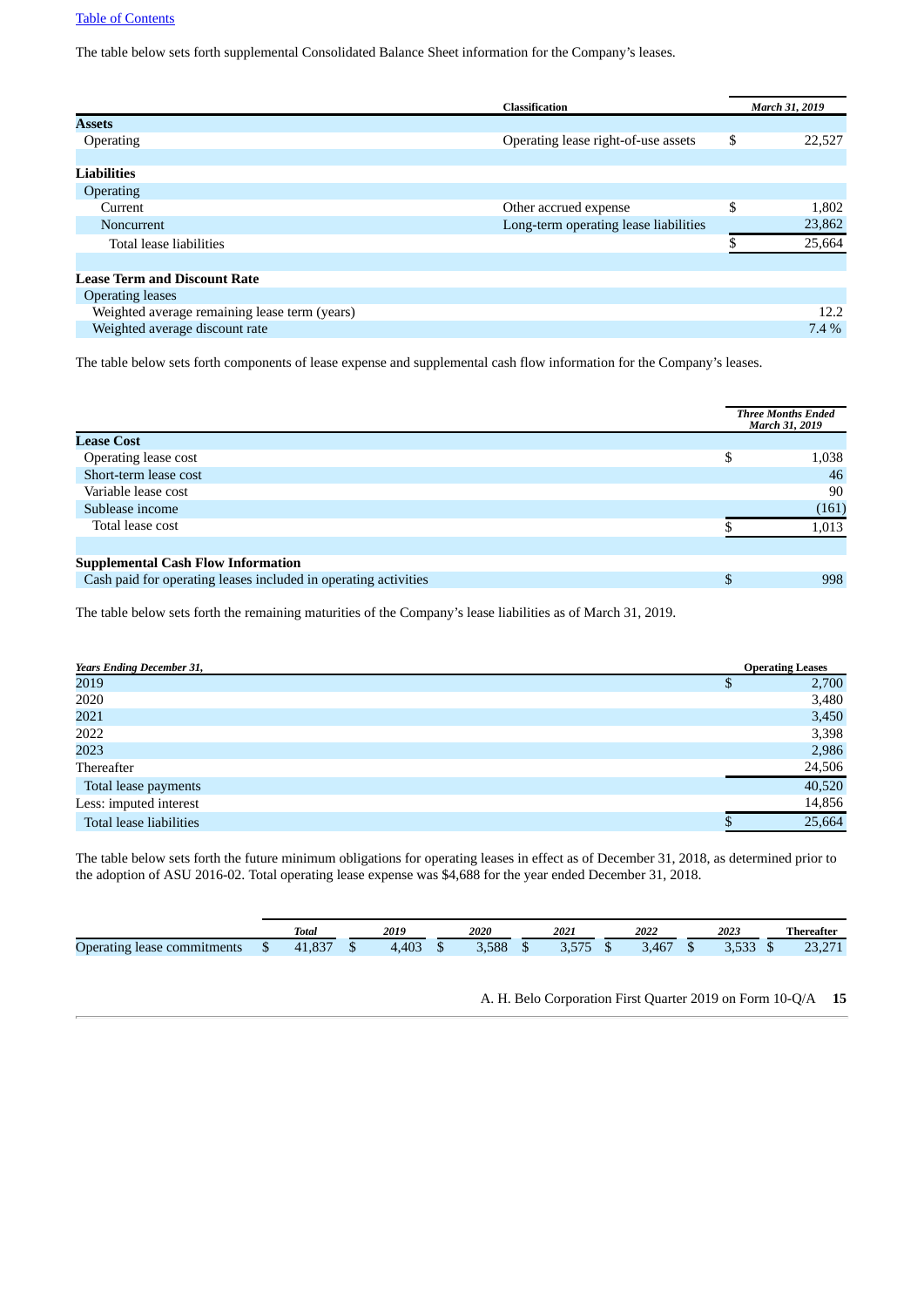The table below sets forth supplemental Consolidated Balance Sheet information for the Company's leases.

| | Classification | March 31, 2019 |
|---|---|---|
| **Assets** | | |
| Operating | Operating lease right-of-use assets | $ 22,527 |
| | | |
| **Liabilities** | | |
| Operating | | |
| Current | Other accrued expense | $ 1,802 |
| Noncurrent | Long-term operating lease liabilities | 23,862 |
| Total lease liabilities | | $ 25,664 |
| | | |
| **Lease Term and Discount Rate** | | |
| Operating leases | | |
| Weighted average remaining lease term (years) | | 12.2 |
| Weighted average discount rate | | 7.4 % |

The table below sets forth components of lease expense and supplemental cash flow information for the Company's leases.

| | Three Months Ended March 31, 2019 |
|---|---|
| **Lease Cost** | |
| Operating lease cost | $ 1,038 |
| Short-term lease cost | 46 |
| Variable lease cost | 90 |
| Sublease income | (161) |
| Total lease cost | $ 1,013 |
| | |
| **Supplemental Cash Flow Information** | |
| Cash paid for operating leases included in operating activities | $ 998 |

The table below sets forth the remaining maturities of the Company's lease liabilities as of March 31, 2019.

| *Years Ending December 31,* | Operating Leases |
|---|---|
| 2019 | $ 2,700 |
| 2020 | 3,480 |
| 2021 | 3,450 |
| 2022 | 3,398 |
| 2023 | 2,986 |
| Thereafter | 24,506 |
| Total lease payments | 40,520 |
| Less: imputed interest | 14,856 |
| Total lease liabilities | $ 25,664 |

The table below sets forth the future minimum obligations for operating leases in effect as of December 31, 2018, as determined prior to the adoption of ASU 2016-02. Total operating lease expense was $4,688 for the year ended December 31, 2018.

| | Total | 2019 | 2020 | 2021 | 2022 | 2023 | Thereafter |
|---|---|---|---|---|---|---|---|
| Operating lease commitments | $ 41,837 | $ 4,403 | $ 3,588 | $ 3,575 | $ 3,467 | $ 3,533 | $ 23,271 |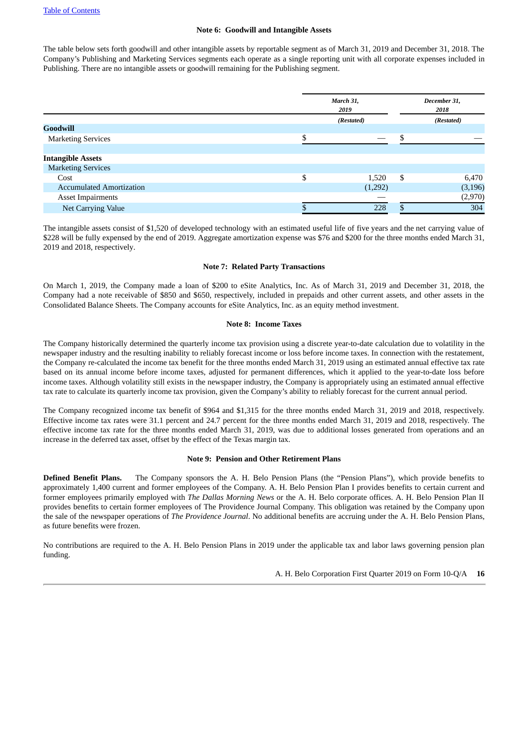### Note 6:  Goodwill and Intangible Assets

The table below sets forth goodwill and other intangible assets by reportable segment as of March 31, 2019 and December 31, 2018. The Company's Publishing and Marketing Services segments each operate as a single reporting unit with all corporate expenses included in Publishing. There are no intangible assets or goodwill remaining for the Publishing segment.

| | *March 31, 2019* | *December 31, 2018* |
|---|---|---|
| | *(Restated)* | *(Restated)* |
| **Goodwill** | | |
| Marketing Services | $ — | $ — |
| | | |
| **Intangible Assets** | | |
| Marketing Services | | |
| Cost | $ 1,520 | $ 6,470 |
| Accumulated Amortization | (1,292) | (3,196) |
| Asset Impairments | — | (2,970) |
| Net Carrying Value | $ 228 | $ 304 |

The intangible assets consist of $1,520 of developed technology with an estimated useful life of five years and the net carrying value of $228 will be fully expensed by the end of 2019. Aggregate amortization expense was $76 and $200 for the three months ended March 31, 2019 and 2018, respectively.

### Note 7:  Related Party Transactions

On March 1, 2019, the Company made a loan of $200 to eSite Analytics, Inc. As of March 31, 2019 and December 31, 2018, the Company had a note receivable of $850 and $650, respectively, included in prepaids and other current assets, and other assets in the Consolidated Balance Sheets. The Company accounts for eSite Analytics, Inc. as an equity method investment.

### Note 8:  Income Taxes

The Company historically determined the quarterly income tax provision using a discrete year-to-date calculation due to volatility in the newspaper industry and the resulting inability to reliably forecast income or loss before income taxes. In connection with the restatement, the Company re-calculated the income tax benefit for the three months ended March 31, 2019 using an estimated annual effective tax rate based on its annual income before income taxes, adjusted for permanent differences, which it applied to the year-to-date loss before income taxes. Although volatility still exists in the newspaper industry, the Company is appropriately using an estimated annual effective tax rate to calculate its quarterly income tax provision, given the Company's ability to reliably forecast for the current annual period.

The Company recognized income tax benefit of $964 and $1,315 for the three months ended March 31, 2019 and 2018, respectively. Effective income tax rates were 31.1 percent and 24.7 percent for the three months ended March 31, 2019 and 2018, respectively. The effective income tax rate for the three months ended March 31, 2019, was due to additional losses generated from operations and an increase in the deferred tax asset, offset by the effect of the Texas margin tax.

### Note 9:  Pension and Other Retirement Plans

**Defined Benefit Plans.** The Company sponsors the A. H. Belo Pension Plans (the "Pension Plans"), which provide benefits to approximately 1,400 current and former employees of the Company. A. H. Belo Pension Plan I provides benefits to certain current and former employees primarily employed with *The Dallas Morning News* or the A. H. Belo corporate offices. A. H. Belo Pension Plan II provides benefits to certain former employees of The Providence Journal Company. This obligation was retained by the Company upon the sale of the newspaper operations of *The Providence Journal*. No additional benefits are accruing under the A. H. Belo Pension Plans, as future benefits were frozen.

No contributions are required to the A. H. Belo Pension Plans in 2019 under the applicable tax and labor laws governing pension plan funding.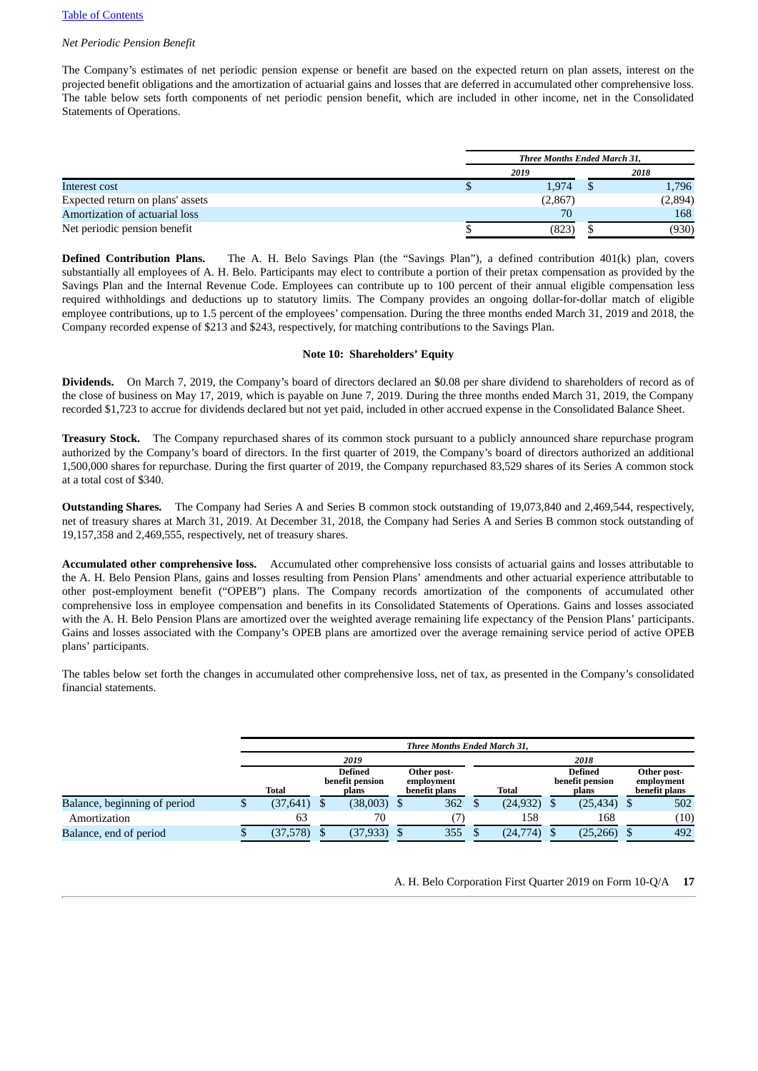*Net Periodic Pension Benefit*

The Company's estimates of net periodic pension expense or benefit are based on the expected return on plan assets, interest on the projected benefit obligations and the amortization of actuarial gains and losses that are deferred in accumulated other comprehensive loss. The table below sets forth components of net periodic pension benefit, which are included in other income, net in the Consolidated Statements of Operations.

| | *Three Months Ended March 31,* | |
|---|---|---|
| | *2019* | *2018* |
| Interest cost | $ 1,974 | $ 1,796 |
| Expected return on plans' assets | (2,867) | (2,894) |
| Amortization of actuarial loss | 70 | 168 |
| Net periodic pension benefit | $ (823) | $ (930) |

**Defined Contribution Plans.** The A. H. Belo Savings Plan (the "Savings Plan"), a defined contribution 401(k) plan, covers substantially all employees of A. H. Belo. Participants may elect to contribute a portion of their pretax compensation as provided by the Savings Plan and the Internal Revenue Code. Employees can contribute up to 100 percent of their annual eligible compensation less required withholdings and deductions up to statutory limits. The Company provides an ongoing dollar-for-dollar match of eligible employee contributions, up to 1.5 percent of the employees' compensation. During the three months ended March 31, 2019 and 2018, the Company recorded expense of $213 and $243, respectively, for matching contributions to the Savings Plan.

## Note 10: Shareholders' Equity

**Dividends.** On March 7, 2019, the Company's board of directors declared an $0.08 per share dividend to shareholders of record as of the close of business on May 17, 2019, which is payable on June 7, 2019. During the three months ended March 31, 2019, the Company recorded $1,723 to accrue for dividends declared but not yet paid, included in other accrued expense in the Consolidated Balance Sheet.

**Treasury Stock.** The Company repurchased shares of its common stock pursuant to a publicly announced share repurchase program authorized by the Company's board of directors. In the first quarter of 2019, the Company's board of directors authorized an additional 1,500,000 shares for repurchase. During the first quarter of 2019, the Company repurchased 83,529 shares of its Series A common stock at a total cost of $340.

**Outstanding Shares.** The Company had Series A and Series B common stock outstanding of 19,073,840 and 2,469,544, respectively, net of treasury shares at March 31, 2019. At December 31, 2018, the Company had Series A and Series B common stock outstanding of 19,157,358 and 2,469,555, respectively, net of treasury shares.

**Accumulated other comprehensive loss.** Accumulated other comprehensive loss consists of actuarial gains and losses attributable to the A. H. Belo Pension Plans, gains and losses resulting from Pension Plans' amendments and other actuarial experience attributable to other post-employment benefit ("OPEB") plans. The Company records amortization of the components of accumulated other comprehensive loss in employee compensation and benefits in its Consolidated Statements of Operations. Gains and losses associated with the A. H. Belo Pension Plans are amortized over the weighted average remaining life expectancy of the Pension Plans' participants. Gains and losses associated with the Company's OPEB plans are amortized over the average remaining service period of active OPEB plans' participants.

The tables below set forth the changes in accumulated other comprehensive loss, net of tax, as presented in the Company's consolidated financial statements.

| | *Three Months Ended March 31,* | | | | | |
|---|---|---|---|---|---|---|
| | *2019* | | | *2018* | | |
| | **Total** | **Defined benefit pension plans** | **Other post-employment benefit plans** | **Total** | **Defined benefit pension plans** | **Other post-employment benefit plans** |
| Balance, beginning of period | $ (37,641) | $ (38,003) | $ 362 | $ (24,932) | $ (25,434) | $ 502 |
| Amortization | 63 | 70 | (7) | 158 | 168 | (10) |
| Balance, end of period | $ (37,578) | $ (37,933) | $ 355 | $ (24,774) | $ (25,266) | $ 492 |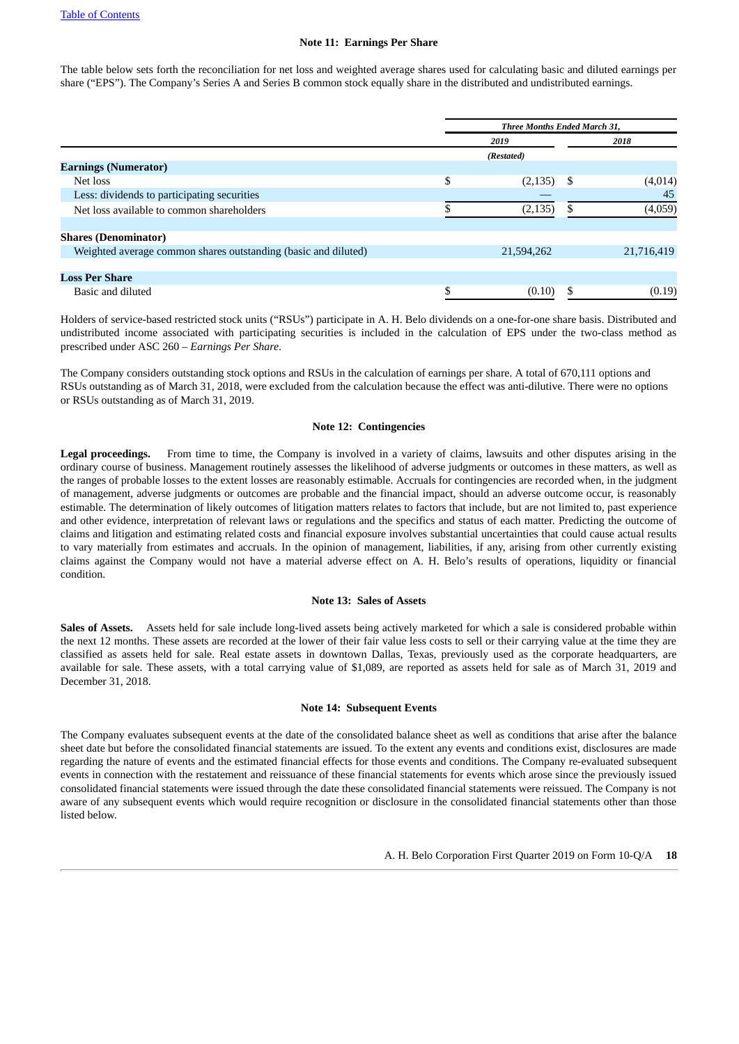### Note 11: Earnings Per Share

The table below sets forth the reconciliation for net loss and weighted average shares used for calculating basic and diluted earnings per share ("EPS"). The Company's Series A and Series B common stock equally share in the distributed and undistributed earnings.

| | *Three Months Ended March 31,* | |
|---|---|---|
| | *2019* | *2018* |
| | *(Restated)* | |
| **Earnings (Numerator)** | | |
| Net loss | $ (2,135) | $ (4,014) |
| Less: dividends to participating securities | — | 45 |
| Net loss available to common shareholders | $ (2,135) | $ (4,059) |
| | | |
| **Shares (Denominator)** | | |
| Weighted average common shares outstanding (basic and diluted) | 21,594,262 | 21,716,419 |
| | | |
| **Loss Per Share** | | |
| Basic and diluted | $ (0.10) | $ (0.19) |

Holders of service-based restricted stock units ("RSUs") participate in A. H. Belo dividends on a one-for-one share basis. Distributed and undistributed income associated with participating securities is included in the calculation of EPS under the two-class method as prescribed under ASC 260 – *Earnings Per Share*.

The Company considers outstanding stock options and RSUs in the calculation of earnings per share. A total of 670,111 options and RSUs outstanding as of March 31, 2018, were excluded from the calculation because the effect was anti-dilutive. There were no options or RSUs outstanding as of March 31, 2019.

### Note 12: Contingencies

**Legal proceedings.** From time to time, the Company is involved in a variety of claims, lawsuits and other disputes arising in the ordinary course of business. Management routinely assesses the likelihood of adverse judgments or outcomes in these matters, as well as the ranges of probable losses to the extent losses are reasonably estimable. Accruals for contingencies are recorded when, in the judgment of management, adverse judgments or outcomes are probable and the financial impact, should an adverse outcome occur, is reasonably estimable. The determination of likely outcomes of litigation matters relates to factors that include, but are not limited to, past experience and other evidence, interpretation of relevant laws or regulations and the specifics and status of each matter. Predicting the outcome of claims and litigation and estimating related costs and financial exposure involves substantial uncertainties that could cause actual results to vary materially from estimates and accruals. In the opinion of management, liabilities, if any, arising from other currently existing claims against the Company would not have a material adverse effect on A. H. Belo's results of operations, liquidity or financial condition.

### Note 13: Sales of Assets

**Sales of Assets.** Assets held for sale include long-lived assets being actively marketed for which a sale is considered probable within the next 12 months. These assets are recorded at the lower of their fair value less costs to sell or their carrying value at the time they are classified as assets held for sale. Real estate assets in downtown Dallas, Texas, previously used as the corporate headquarters, are available for sale. These assets, with a total carrying value of $1,089, are reported as assets held for sale as of March 31, 2019 and December 31, 2018.

### Note 14: Subsequent Events

The Company evaluates subsequent events at the date of the consolidated balance sheet as well as conditions that arise after the balance sheet date but before the consolidated financial statements are issued. To the extent any events and conditions exist, disclosures are made regarding the nature of events and the estimated financial effects for those events and conditions. The Company re-evaluated subsequent events in connection with the restatement and reissuance of these financial statements for events which arose since the previously issued consolidated financial statements were issued through the date these consolidated financial statements were reissued. The Company is not aware of any subsequent events which would require recognition or disclosure in the consolidated financial statements other than those listed below.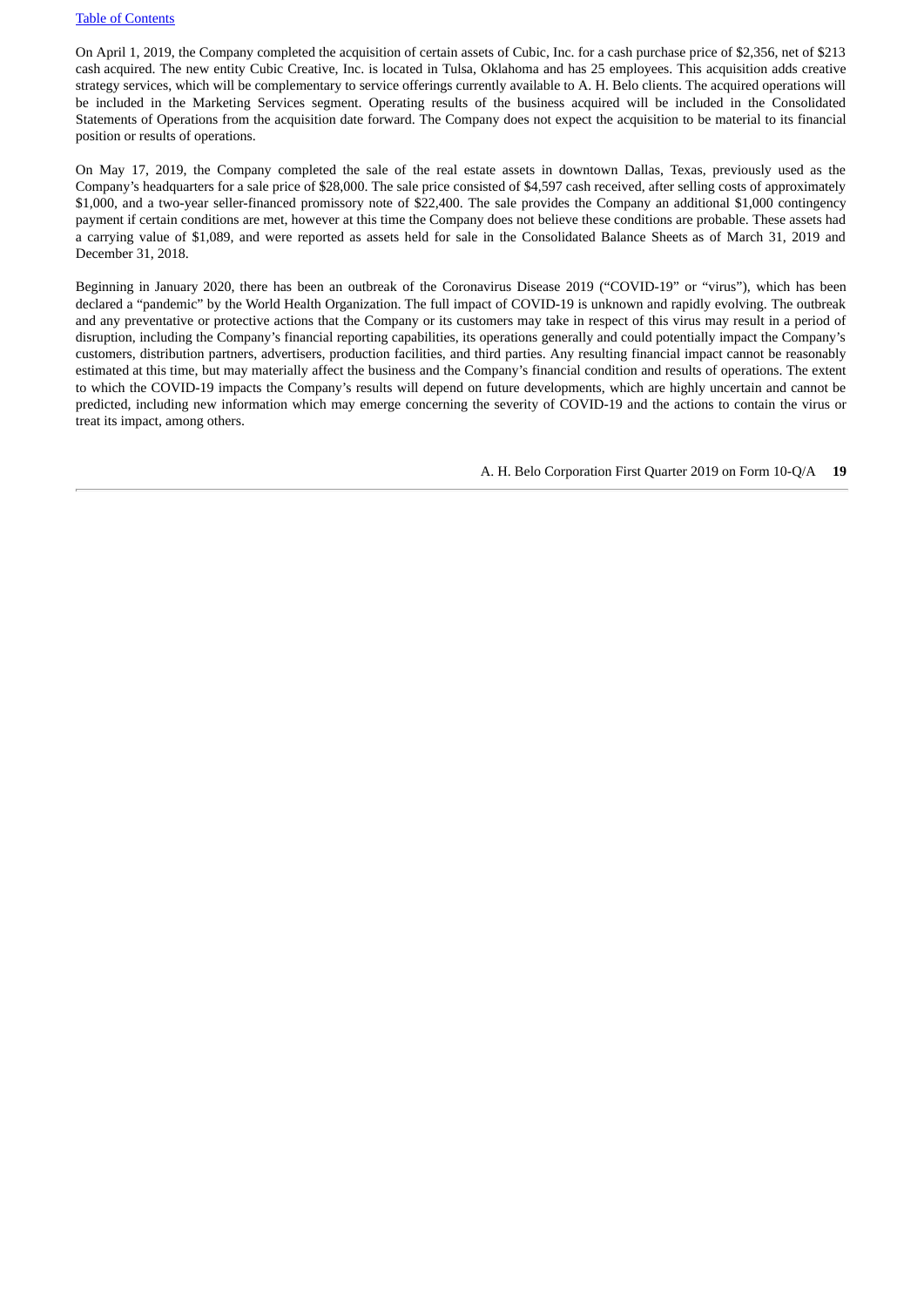On April 1, 2019, the Company completed the acquisition of certain assets of Cubic, Inc. for a cash purchase price of $2,356, net of $213 cash acquired. The new entity Cubic Creative, Inc. is located in Tulsa, Oklahoma and has 25 employees. This acquisition adds creative strategy services, which will be complementary to service offerings currently available to A. H. Belo clients. The acquired operations will be included in the Marketing Services segment. Operating results of the business acquired will be included in the Consolidated Statements of Operations from the acquisition date forward. The Company does not expect the acquisition to be material to its financial position or results of operations.

On May 17, 2019, the Company completed the sale of the real estate assets in downtown Dallas, Texas, previously used as the Company's headquarters for a sale price of $28,000. The sale price consisted of $4,597 cash received, after selling costs of approximately $1,000, and a two-year seller-financed promissory note of $22,400. The sale provides the Company an additional $1,000 contingency payment if certain conditions are met, however at this time the Company does not believe these conditions are probable. These assets had a carrying value of $1,089, and were reported as assets held for sale in the Consolidated Balance Sheets as of March 31, 2019 and December 31, 2018.

Beginning in January 2020, there has been an outbreak of the Coronavirus Disease 2019 ("COVID-19" or "virus"), which has been declared a "pandemic" by the World Health Organization. The full impact of COVID-19 is unknown and rapidly evolving. The outbreak and any preventative or protective actions that the Company or its customers may take in respect of this virus may result in a period of disruption, including the Company's financial reporting capabilities, its operations generally and could potentially impact the Company's customers, distribution partners, advertisers, production facilities, and third parties. Any resulting financial impact cannot be reasonably estimated at this time, but may materially affect the business and the Company's financial condition and results of operations. The extent to which the COVID-19 impacts the Company's results will depend on future developments, which are highly uncertain and cannot be predicted, including new information which may emerge concerning the severity of COVID-19 and the actions to contain the virus or treat its impact, among others.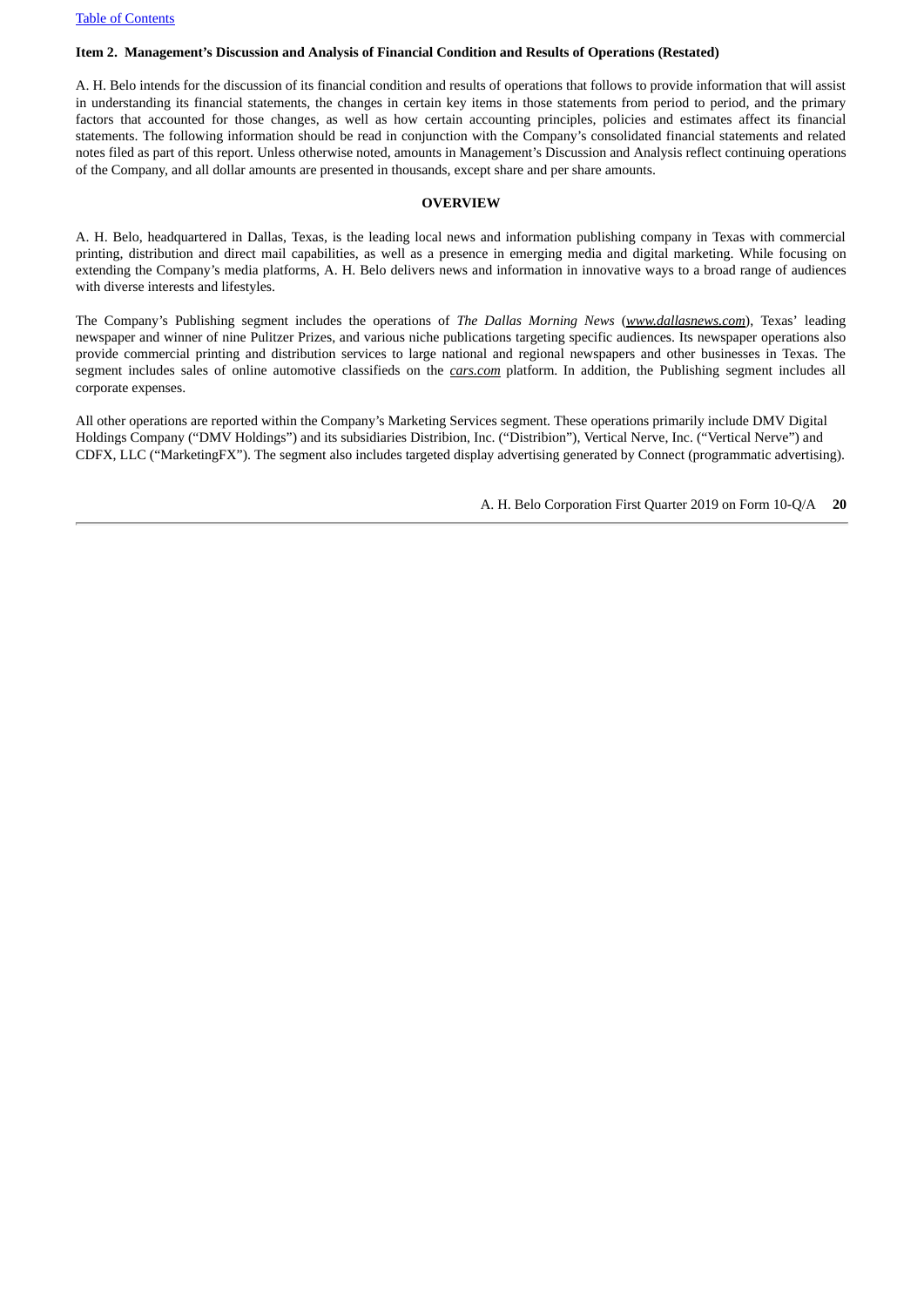## Item 2. Management's Discussion and Analysis of Financial Condition and Results of Operations (Restated)

A. H. Belo intends for the discussion of its financial condition and results of operations that follows to provide information that will assist in understanding its financial statements, the changes in certain key items in those statements from period to period, and the primary factors that accounted for those changes, as well as how certain accounting principles, policies and estimates affect its financial statements. The following information should be read in conjunction with the Company's consolidated financial statements and related notes filed as part of this report. Unless otherwise noted, amounts in Management's Discussion and Analysis reflect continuing operations of the Company, and all dollar amounts are presented in thousands, except share and per share amounts.

### OVERVIEW

A. H. Belo, headquartered in Dallas, Texas, is the leading local news and information publishing company in Texas with commercial printing, distribution and direct mail capabilities, as well as a presence in emerging media and digital marketing. While focusing on extending the Company's media platforms, A. H. Belo delivers news and information in innovative ways to a broad range of audiences with diverse interests and lifestyles.

The Company's Publishing segment includes the operations of *The Dallas Morning News* (*www.dallasnews.com*), Texas' leading newspaper and winner of nine Pulitzer Prizes, and various niche publications targeting specific audiences. Its newspaper operations also provide commercial printing and distribution services to large national and regional newspapers and other businesses in Texas. The segment includes sales of online automotive classifieds on the *cars.com* platform. In addition, the Publishing segment includes all corporate expenses.

All other operations are reported within the Company's Marketing Services segment. These operations primarily include DMV Digital Holdings Company ("DMV Holdings") and its subsidiaries Distribion, Inc. ("Distribion"), Vertical Nerve, Inc. ("Vertical Nerve") and CDFX, LLC ("MarketingFX"). The segment also includes targeted display advertising generated by Connect (programmatic advertising).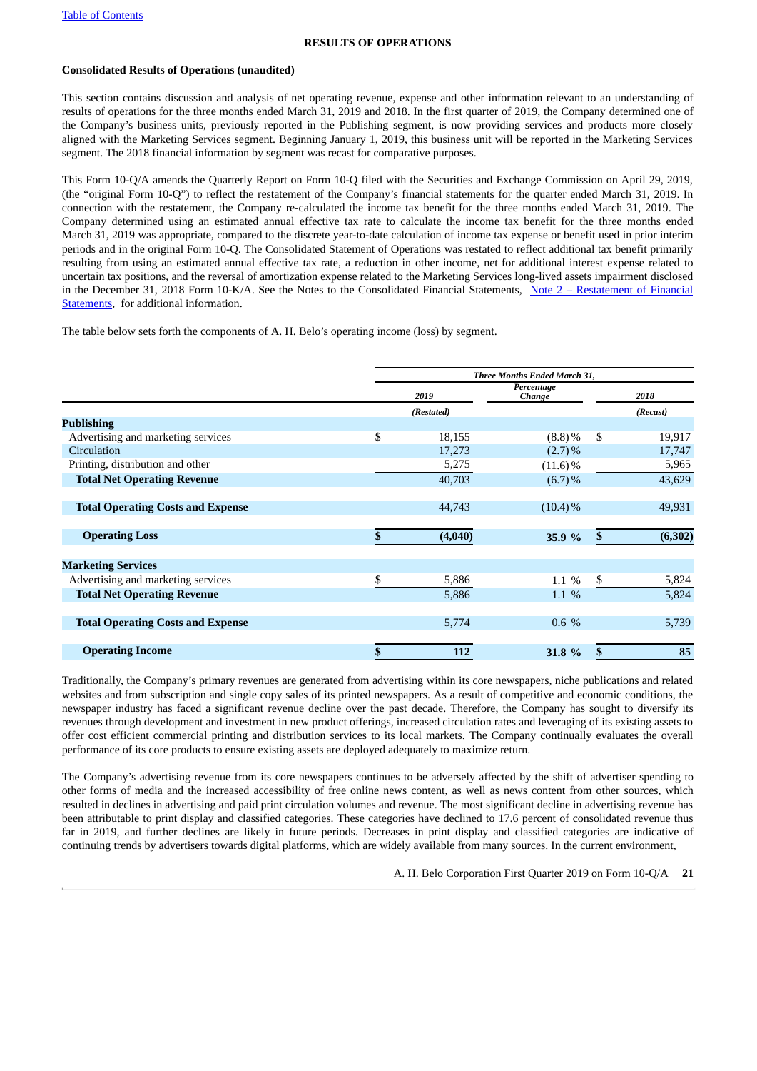## RESULTS OF OPERATIONS

### Consolidated Results of Operations (unaudited)

This section contains discussion and analysis of net operating revenue, expense and other information relevant to an understanding of results of operations for the three months ended March 31, 2019 and 2018. In the first quarter of 2019, the Company determined one of the Company's business units, previously reported in the Publishing segment, is now providing services and products more closely aligned with the Marketing Services segment. Beginning January 1, 2019, this business unit will be reported in the Marketing Services segment. The 2018 financial information by segment was recast for comparative purposes.

This Form 10-Q/A amends the Quarterly Report on Form 10-Q filed with the Securities and Exchange Commission on April 29, 2019, (the "original Form 10-Q") to reflect the restatement of the Company's financial statements for the quarter ended March 31, 2019. In connection with the restatement, the Company re-calculated the income tax benefit for the three months ended March 31, 2019. The Company determined using an estimated annual effective tax rate to calculate the income tax benefit for the three months ended March 31, 2019 was appropriate, compared to the discrete year-to-date calculation of income tax expense or benefit used in prior interim periods and in the original Form 10-Q. The Consolidated Statement of Operations was restated to reflect additional tax benefit primarily resulting from using an estimated annual effective tax rate, a reduction in other income, net for additional interest expense related to uncertain tax positions, and the reversal of amortization expense related to the Marketing Services long-lived assets impairment disclosed in the December 31, 2018 Form 10-K/A. See the Notes to the Consolidated Financial Statements, Note 2 – Restatement of Financial Statements, for additional information.

The table below sets forth the components of A. H. Belo's operating income (loss) by segment.

| | Three Months Ended March 31, | | |
|---|---|---|---|
| | 2019 | Percentage Change | 2018 |
| | (Restated) | | (Recast) |
| **Publishing** | | | |
| Advertising and marketing services | $ 18,155 | (8.8)% | $ 19,917 |
| Circulation | 17,273 | (2.7)% | 17,747 |
| Printing, distribution and other | 5,275 | (11.6)% | 5,965 |
| **Total Net Operating Revenue** | 40,703 | (6.7)% | 43,629 |
| **Total Operating Costs and Expense** | 44,743 | (10.4)% | 49,931 |
| **Operating Loss** | **$ (4,040)** | **35.9 %** | **$ (6,302)** |
| **Marketing Services** | | | |
| Advertising and marketing services | $ 5,886 | 1.1 % | $ 5,824 |
| **Total Net Operating Revenue** | 5,886 | 1.1 % | 5,824 |
| **Total Operating Costs and Expense** | 5,774 | 0.6 % | 5,739 |
| **Operating Income** | **$ 112** | **31.8 %** | **$ 85** |

Traditionally, the Company's primary revenues are generated from advertising within its core newspapers, niche publications and related websites and from subscription and single copy sales of its printed newspapers. As a result of competitive and economic conditions, the newspaper industry has faced a significant revenue decline over the past decade. Therefore, the Company has sought to diversify its revenues through development and investment in new product offerings, increased circulation rates and leveraging of its existing assets to offer cost efficient commercial printing and distribution services to its local markets. The Company continually evaluates the overall performance of its core products to ensure existing assets are deployed adequately to maximize return.

The Company's advertising revenue from its core newspapers continues to be adversely affected by the shift of advertiser spending to other forms of media and the increased accessibility of free online news content, as well as news content from other sources, which resulted in declines in advertising and paid print circulation volumes and revenue. The most significant decline in advertising revenue has been attributable to print display and classified categories. These categories have declined to 17.6 percent of consolidated revenue thus far in 2019, and further declines are likely in future periods. Decreases in print display and classified categories are indicative of continuing trends by advertisers towards digital platforms, which are widely available from many sources. In the current environment,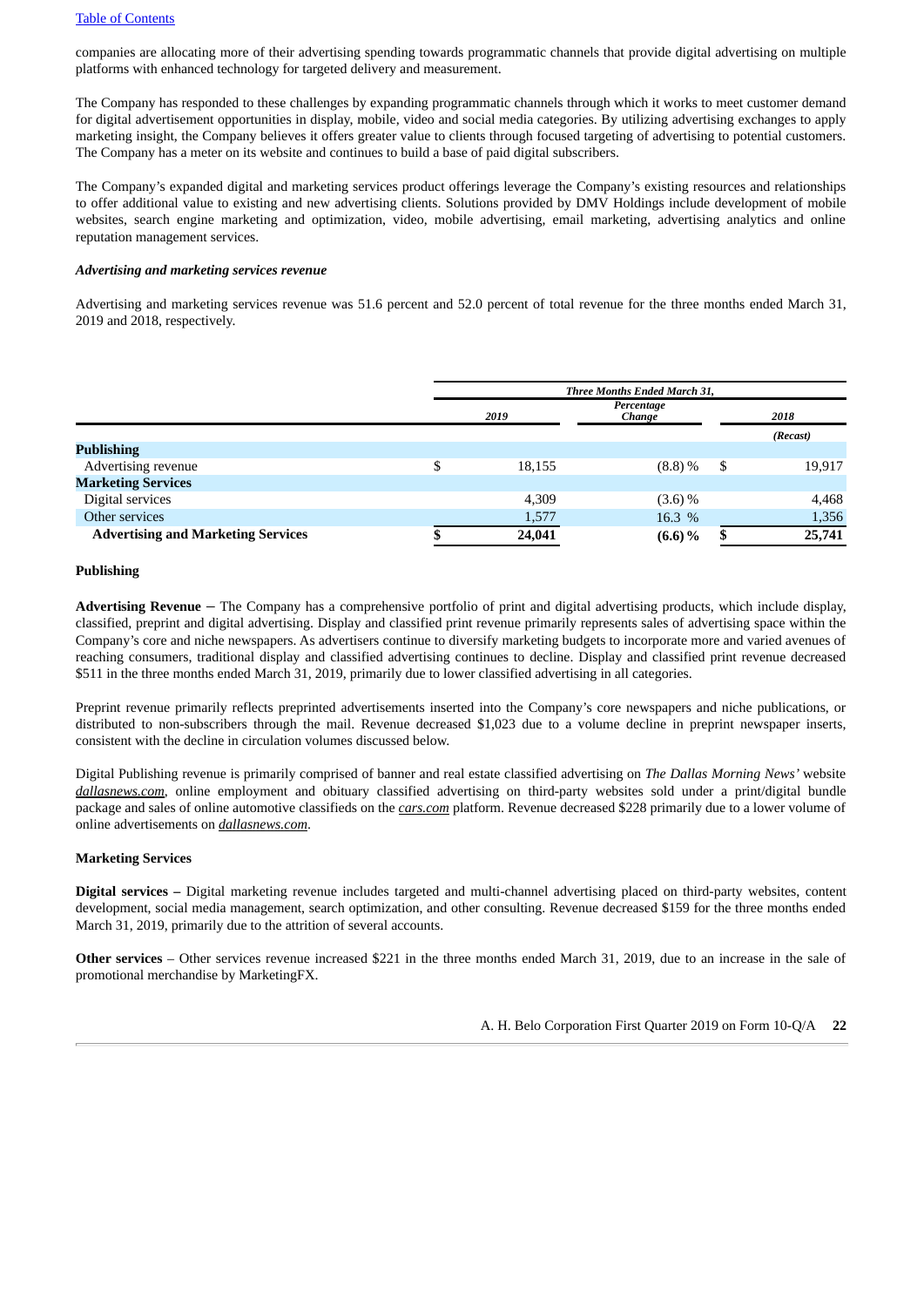companies are allocating more of their advertising spending towards programmatic channels that provide digital advertising on multiple platforms with enhanced technology for targeted delivery and measurement.

The Company has responded to these challenges by expanding programmatic channels through which it works to meet customer demand for digital advertisement opportunities in display, mobile, video and social media categories. By utilizing advertising exchanges to apply marketing insight, the Company believes it offers greater value to clients through focused targeting of advertising to potential customers. The Company has a meter on its website and continues to build a base of paid digital subscribers.

The Company's expanded digital and marketing services product offerings leverage the Company's existing resources and relationships to offer additional value to existing and new advertising clients. Solutions provided by DMV Holdings include development of mobile websites, search engine marketing and optimization, video, mobile advertising, email marketing, advertising analytics and online reputation management services.

***Advertising and marketing services revenue***

Advertising and marketing services revenue was 51.6 percent and 52.0 percent of total revenue for the three months ended March 31, 2019 and 2018, respectively.

| | *Three Months Ended March 31,* | | |
|---|---|---|---|
| | *2019* | *Percentage Change* | *2018* |
| | | | *(Recast)* |
| **Publishing** | | | |
| Advertising revenue | $ 18,155 | (8.8) % | $ 19,917 |
| **Marketing Services** | | | |
| Digital services | 4,309 | (3.6) % | 4,468 |
| Other services | 1,577 | 16.3 % | 1,356 |
| **Advertising and Marketing Services** | **$ 24,041** | **(6.6) %** | **$ 25,741** |

**Publishing**

**Advertising Revenue** – The Company has a comprehensive portfolio of print and digital advertising products, which include display, classified, preprint and digital advertising. Display and classified print revenue primarily represents sales of advertising space within the Company's core and niche newspapers. As advertisers continue to diversify marketing budgets to incorporate more and varied avenues of reaching consumers, traditional display and classified advertising continues to decline. Display and classified print revenue decreased $511 in the three months ended March 31, 2019, primarily due to lower classified advertising in all categories.

Preprint revenue primarily reflects preprinted advertisements inserted into the Company's core newspapers and niche publications, or distributed to non-subscribers through the mail. Revenue decreased $1,023 due to a volume decline in preprint newspaper inserts, consistent with the decline in circulation volumes discussed below.

Digital Publishing revenue is primarily comprised of banner and real estate classified advertising on *The Dallas Morning News'* website ***dallasnews.com***, online employment and obituary classified advertising on third-party websites sold under a print/digital bundle package and sales of online automotive classifieds on the ***cars.com*** platform. Revenue decreased $228 primarily due to a lower volume of online advertisements on ***dallasnews.com***.

**Marketing Services**

**Digital services –** Digital marketing revenue includes targeted and multi-channel advertising placed on third-party websites, content development, social media management, search optimization, and other consulting. Revenue decreased $159 for the three months ended March 31, 2019, primarily due to the attrition of several accounts.

**Other services** – Other services revenue increased $221 in the three months ended March 31, 2019, due to an increase in the sale of promotional merchandise by MarketingFX.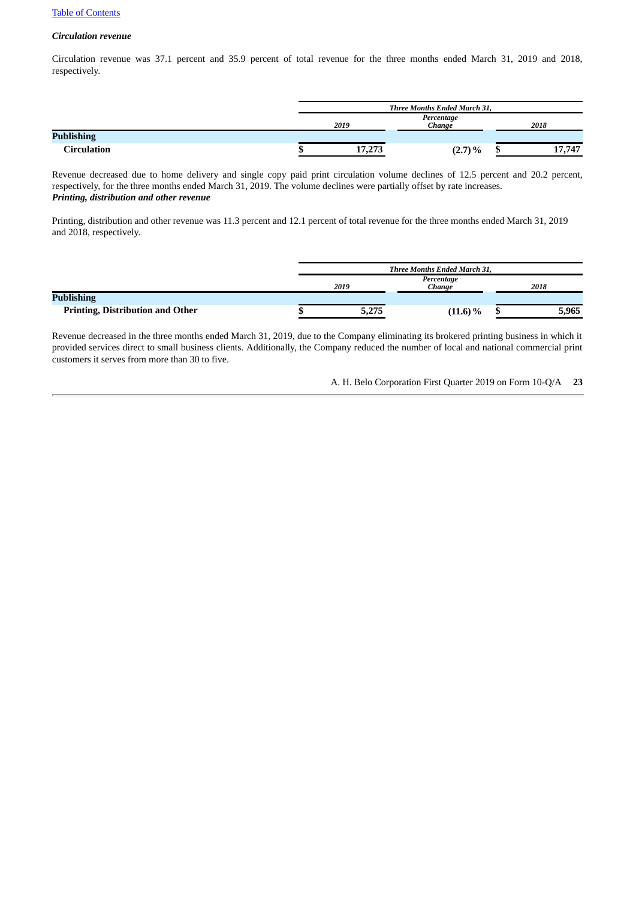***Circulation revenue***

Circulation revenue was 37.1 percent and 35.9 percent of total revenue for the three months ended March 31, 2019 and 2018, respectively.

| | Three Months Ended March 31, | | |
|---|---|---|---|
| | *2019* | *Percentage Change* | *2018* |
| **Publishing** | | | |
| **Circulation** | **$ 17,273** | **(2.7) %** | **$ 17,747** |

Revenue decreased due to home delivery and single copy paid print circulation volume declines of 12.5 percent and 20.2 percent, respectively, for the three months ended March 31, 2019. The volume declines were partially offset by rate increases.

***Printing, distribution and other revenue***

Printing, distribution and other revenue was 11.3 percent and 12.1 percent of total revenue for the three months ended March 31, 2019 and 2018, respectively.

| | Three Months Ended March 31, | | |
|---|---|---|---|
| | *2019* | *Percentage Change* | *2018* |
| **Publishing** | | | |
| **Printing, Distribution and Other** | **$ 5,275** | **(11.6) %** | **$ 5,965** |

Revenue decreased in the three months ended March 31, 2019, due to the Company eliminating its brokered printing business in which it provided services direct to small business clients. Additionally, the Company reduced the number of local and national commercial print customers it serves from more than 30 to five.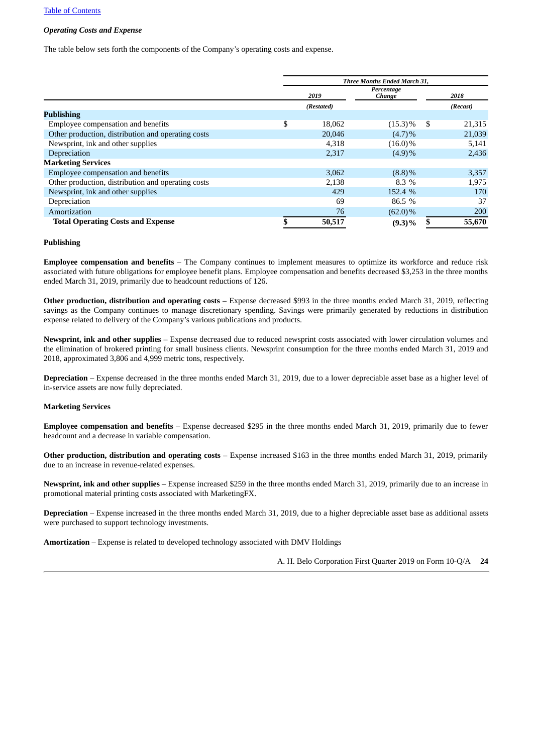### *Operating Costs and Expense*

The table below sets forth the components of the Company's operating costs and expense.

| | Three Months Ended March 31, | | |
|---|---|---|---|
| | 2019 | Percentage Change | 2018 |
| | (Restated) | | (Recast) |
| **Publishing** | | | |
| Employee compensation and benefits | $ 18,062 | (15.3)% | $ 21,315 |
| Other production, distribution and operating costs | 20,046 | (4.7)% | 21,039 |
| Newsprint, ink and other supplies | 4,318 | (16.0)% | 5,141 |
| Depreciation | 2,317 | (4.9)% | 2,436 |
| **Marketing Services** | | | |
| Employee compensation and benefits | 3,062 | (8.8)% | 3,357 |
| Other production, distribution and operating costs | 2,138 | 8.3 % | 1,975 |
| Newsprint, ink and other supplies | 429 | 152.4 % | 170 |
| Depreciation | 69 | 86.5 % | 37 |
| Amortization | 76 | (62.0)% | 200 |
| **Total Operating Costs and Expense** | **$ 50,517** | **(9.3)%** | **$ 55,670** |

**Publishing**

**Employee compensation and benefits** – The Company continues to implement measures to optimize its workforce and reduce risk associated with future obligations for employee benefit plans. Employee compensation and benefits decreased $3,253 in the three months ended March 31, 2019, primarily due to headcount reductions of 126.

**Other production, distribution and operating costs** – Expense decreased $993 in the three months ended March 31, 2019, reflecting savings as the Company continues to manage discretionary spending. Savings were primarily generated by reductions in distribution expense related to delivery of the Company's various publications and products.

**Newsprint, ink and other supplies** – Expense decreased due to reduced newsprint costs associated with lower circulation volumes and the elimination of brokered printing for small business clients. Newsprint consumption for the three months ended March 31, 2019 and 2018, approximated 3,806 and 4,999 metric tons, respectively.

**Depreciation** – Expense decreased in the three months ended March 31, 2019, due to a lower depreciable asset base as a higher level of in-service assets are now fully depreciated.

**Marketing Services**

**Employee compensation and benefits** – Expense decreased $295 in the three months ended March 31, 2019, primarily due to fewer headcount and a decrease in variable compensation.

**Other production, distribution and operating costs** – Expense increased $163 in the three months ended March 31, 2019, primarily due to an increase in revenue-related expenses.

**Newsprint, ink and other supplies** – Expense increased $259 in the three months ended March 31, 2019, primarily due to an increase in promotional material printing costs associated with MarketingFX.

**Depreciation** – Expense increased in the three months ended March 31, 2019, due to a higher depreciable asset base as additional assets were purchased to support technology investments.

**Amortization** – Expense is related to developed technology associated with DMV Holdings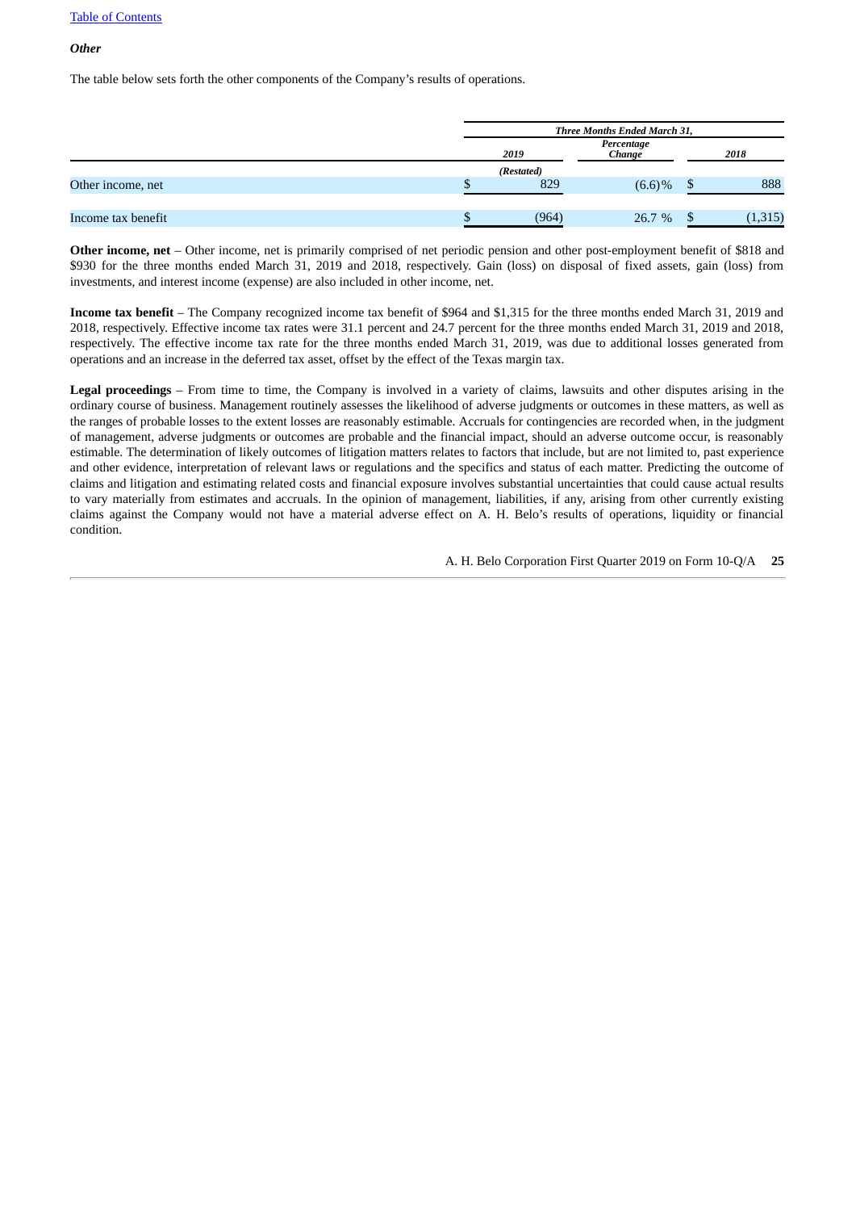*Other*

The table below sets forth the other components of the Company's results of operations.

| | Three Months Ended March 31, | | |
|---|---|---|---|
| | 2019 | Percentage Change | 2018 |
| | (Restated) | | |
| Other income, net | $ 829 | (6.6)% | $ 888 |
| Income tax benefit | $ (964) | 26.7 % | $ (1,315) |

**Other income, net** – Other income, net is primarily comprised of net periodic pension and other post-employment benefit of $818 and $930 for the three months ended March 31, 2019 and 2018, respectively. Gain (loss) on disposal of fixed assets, gain (loss) from investments, and interest income (expense) are also included in other income, net.

**Income tax benefit** – The Company recognized income tax benefit of $964 and $1,315 for the three months ended March 31, 2019 and 2018, respectively. Effective income tax rates were 31.1 percent and 24.7 percent for the three months ended March 31, 2019 and 2018, respectively. The effective income tax rate for the three months ended March 31, 2019, was due to additional losses generated from operations and an increase in the deferred tax asset, offset by the effect of the Texas margin tax.

**Legal proceedings** – From time to time, the Company is involved in a variety of claims, lawsuits and other disputes arising in the ordinary course of business. Management routinely assesses the likelihood of adverse judgments or outcomes in these matters, as well as the ranges of probable losses to the extent losses are reasonably estimable. Accruals for contingencies are recorded when, in the judgment of management, adverse judgments or outcomes are probable and the financial impact, should an adverse outcome occur, is reasonably estimable. The determination of likely outcomes of litigation matters relates to factors that include, but are not limited to, past experience and other evidence, interpretation of relevant laws or regulations and the specifics and status of each matter. Predicting the outcome of claims and litigation and estimating related costs and financial exposure involves substantial uncertainties that could cause actual results to vary materially from estimates and accruals. In the opinion of management, liabilities, if any, arising from other currently existing claims against the Company would not have a material adverse effect on A. H. Belo's results of operations, liquidity or financial condition.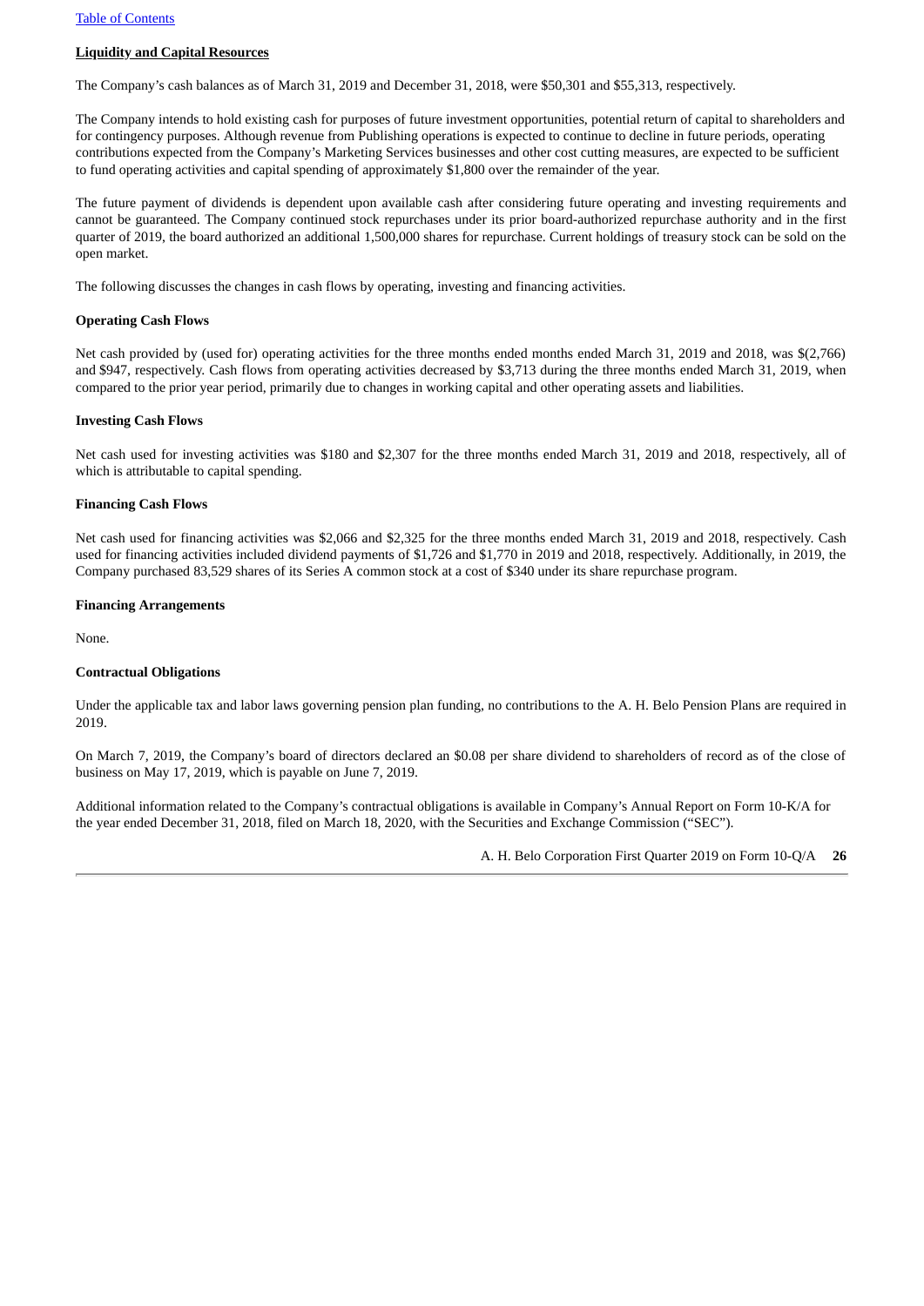**Liquidity and Capital Resources**

The Company's cash balances as of March 31, 2019 and December 31, 2018, were $50,301 and $55,313, respectively.

The Company intends to hold existing cash for purposes of future investment opportunities, potential return of capital to shareholders and for contingency purposes. Although revenue from Publishing operations is expected to continue to decline in future periods, operating contributions expected from the Company's Marketing Services businesses and other cost cutting measures, are expected to be sufficient to fund operating activities and capital spending of approximately $1,800 over the remainder of the year.

The future payment of dividends is dependent upon available cash after considering future operating and investing requirements and cannot be guaranteed. The Company continued stock repurchases under its prior board-authorized repurchase authority and in the first quarter of 2019, the board authorized an additional 1,500,000 shares for repurchase. Current holdings of treasury stock can be sold on the open market.

The following discusses the changes in cash flows by operating, investing and financing activities.

**Operating Cash Flows**

Net cash provided by (used for) operating activities for the three months ended months ended March 31, 2019 and 2018, was $(2,766) and $947, respectively. Cash flows from operating activities decreased by $3,713 during the three months ended March 31, 2019, when compared to the prior year period, primarily due to changes in working capital and other operating assets and liabilities.

**Investing Cash Flows**

Net cash used for investing activities was $180 and $2,307 for the three months ended March 31, 2019 and 2018, respectively, all of which is attributable to capital spending.

**Financing Cash Flows**

Net cash used for financing activities was $2,066 and $2,325 for the three months ended March 31, 2019 and 2018, respectively. Cash used for financing activities included dividend payments of $1,726 and $1,770 in 2019 and 2018, respectively. Additionally, in 2019, the Company purchased 83,529 shares of its Series A common stock at a cost of $340 under its share repurchase program.

**Financing Arrangements**

None.

**Contractual Obligations**

Under the applicable tax and labor laws governing pension plan funding, no contributions to the A. H. Belo Pension Plans are required in 2019.

On March 7, 2019, the Company's board of directors declared an $0.08 per share dividend to shareholders of record as of the close of business on May 17, 2019, which is payable on June 7, 2019.

Additional information related to the Company's contractual obligations is available in Company's Annual Report on Form 10-K/A for the year ended December 31, 2018, filed on March 18, 2020, with the Securities and Exchange Commission ("SEC").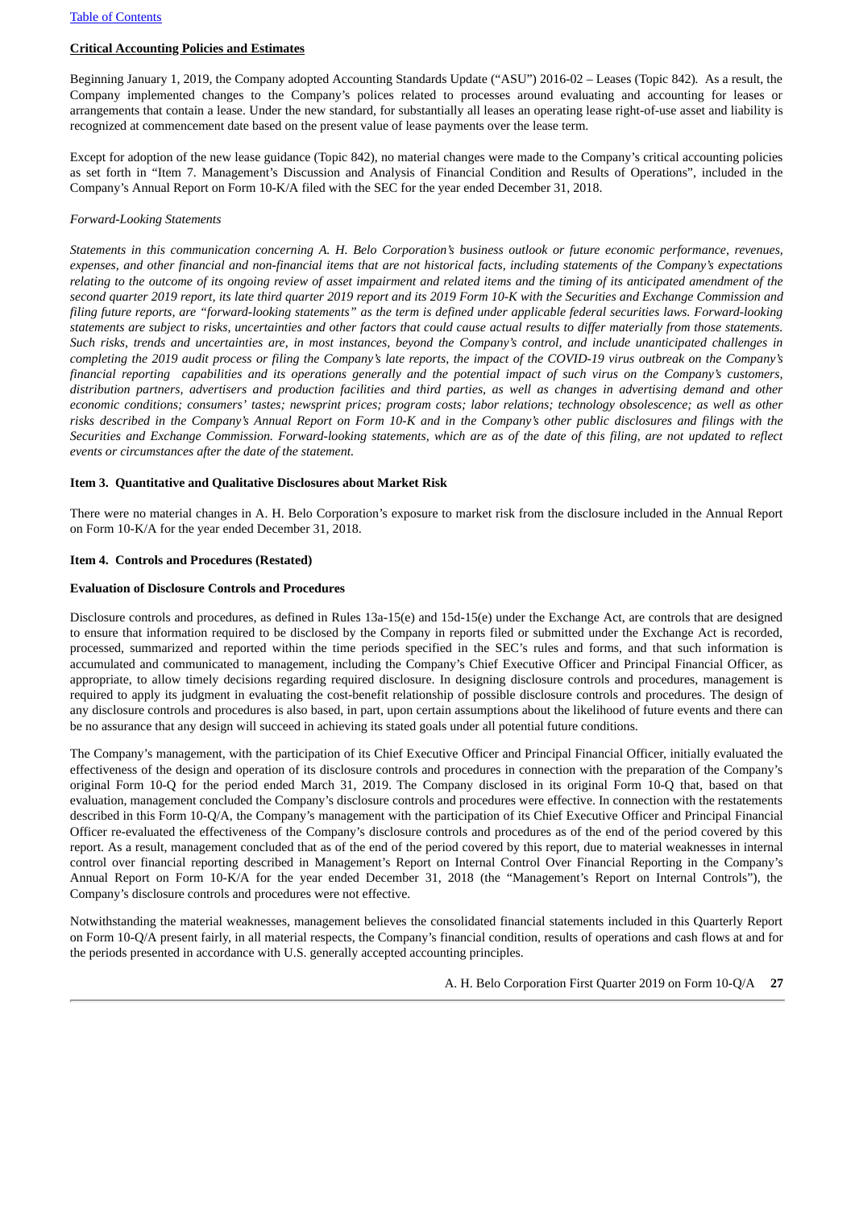**Critical Accounting Policies and Estimates**

Beginning January 1, 2019, the Company adopted Accounting Standards Update ("ASU") 2016-02 – Leases (Topic 842). As a result, the Company implemented changes to the Company's polices related to processes around evaluating and accounting for leases or arrangements that contain a lease. Under the new standard, for substantially all leases an operating lease right-of-use asset and liability is recognized at commencement date based on the present value of lease payments over the lease term.

Except for adoption of the new lease guidance (Topic 842), no material changes were made to the Company's critical accounting policies as set forth in "Item 7. Management's Discussion and Analysis of Financial Condition and Results of Operations", included in the Company's Annual Report on Form 10-K/A filed with the SEC for the year ended December 31, 2018.

*Forward-Looking Statements*

*Statements in this communication concerning A. H. Belo Corporation's business outlook or future economic performance, revenues, expenses, and other financial and non-financial items that are not historical facts, including statements of the Company's expectations relating to the outcome of its ongoing review of asset impairment and related items and the timing of its anticipated amendment of the second quarter 2019 report, its late third quarter 2019 report and its 2019 Form 10-K with the Securities and Exchange Commission and filing future reports, are "forward-looking statements" as the term is defined under applicable federal securities laws. Forward-looking statements are subject to risks, uncertainties and other factors that could cause actual results to differ materially from those statements. Such risks, trends and uncertainties are, in most instances, beyond the Company's control, and include unanticipated challenges in completing the 2019 audit process or filing the Company's late reports, the impact of the COVID-19 virus outbreak on the Company's financial reporting capabilities and its operations generally and the potential impact of such virus on the Company's customers, distribution partners, advertisers and production facilities and third parties, as well as changes in advertising demand and other economic conditions; consumers' tastes; newsprint prices; program costs; labor relations; technology obsolescence; as well as other risks described in the Company's Annual Report on Form 10-K and in the Company's other public disclosures and filings with the Securities and Exchange Commission. Forward-looking statements, which are as of the date of this filing, are not updated to reflect events or circumstances after the date of the statement.*

**Item 3. Quantitative and Qualitative Disclosures about Market Risk**

There were no material changes in A. H. Belo Corporation's exposure to market risk from the disclosure included in the Annual Report on Form 10-K/A for the year ended December 31, 2018.

**Item 4. Controls and Procedures (Restated)**

**Evaluation of Disclosure Controls and Procedures**

Disclosure controls and procedures, as defined in Rules 13a-15(e) and 15d-15(e) under the Exchange Act, are controls that are designed to ensure that information required to be disclosed by the Company in reports filed or submitted under the Exchange Act is recorded, processed, summarized and reported within the time periods specified in the SEC's rules and forms, and that such information is accumulated and communicated to management, including the Company's Chief Executive Officer and Principal Financial Officer, as appropriate, to allow timely decisions regarding required disclosure. In designing disclosure controls and procedures, management is required to apply its judgment in evaluating the cost-benefit relationship of possible disclosure controls and procedures. The design of any disclosure controls and procedures is also based, in part, upon certain assumptions about the likelihood of future events and there can be no assurance that any design will succeed in achieving its stated goals under all potential future conditions.

The Company's management, with the participation of its Chief Executive Officer and Principal Financial Officer, initially evaluated the effectiveness of the design and operation of its disclosure controls and procedures in connection with the preparation of the Company's original Form 10-Q for the period ended March 31, 2019. The Company disclosed in its original Form 10-Q that, based on that evaluation, management concluded the Company's disclosure controls and procedures were effective. In connection with the restatements described in this Form 10-Q/A, the Company's management with the participation of its Chief Executive Officer and Principal Financial Officer re-evaluated the effectiveness of the Company's disclosure controls and procedures as of the end of the period covered by this report. As a result, management concluded that as of the end of the period covered by this report, due to material weaknesses in internal control over financial reporting described in Management's Report on Internal Control Over Financial Reporting in the Company's Annual Report on Form 10-K/A for the year ended December 31, 2018 (the "Management's Report on Internal Controls"), the Company's disclosure controls and procedures were not effective.

Notwithstanding the material weaknesses, management believes the consolidated financial statements included in this Quarterly Report on Form 10-Q/A present fairly, in all material respects, the Company's financial condition, results of operations and cash flows at and for the periods presented in accordance with U.S. generally accepted accounting principles.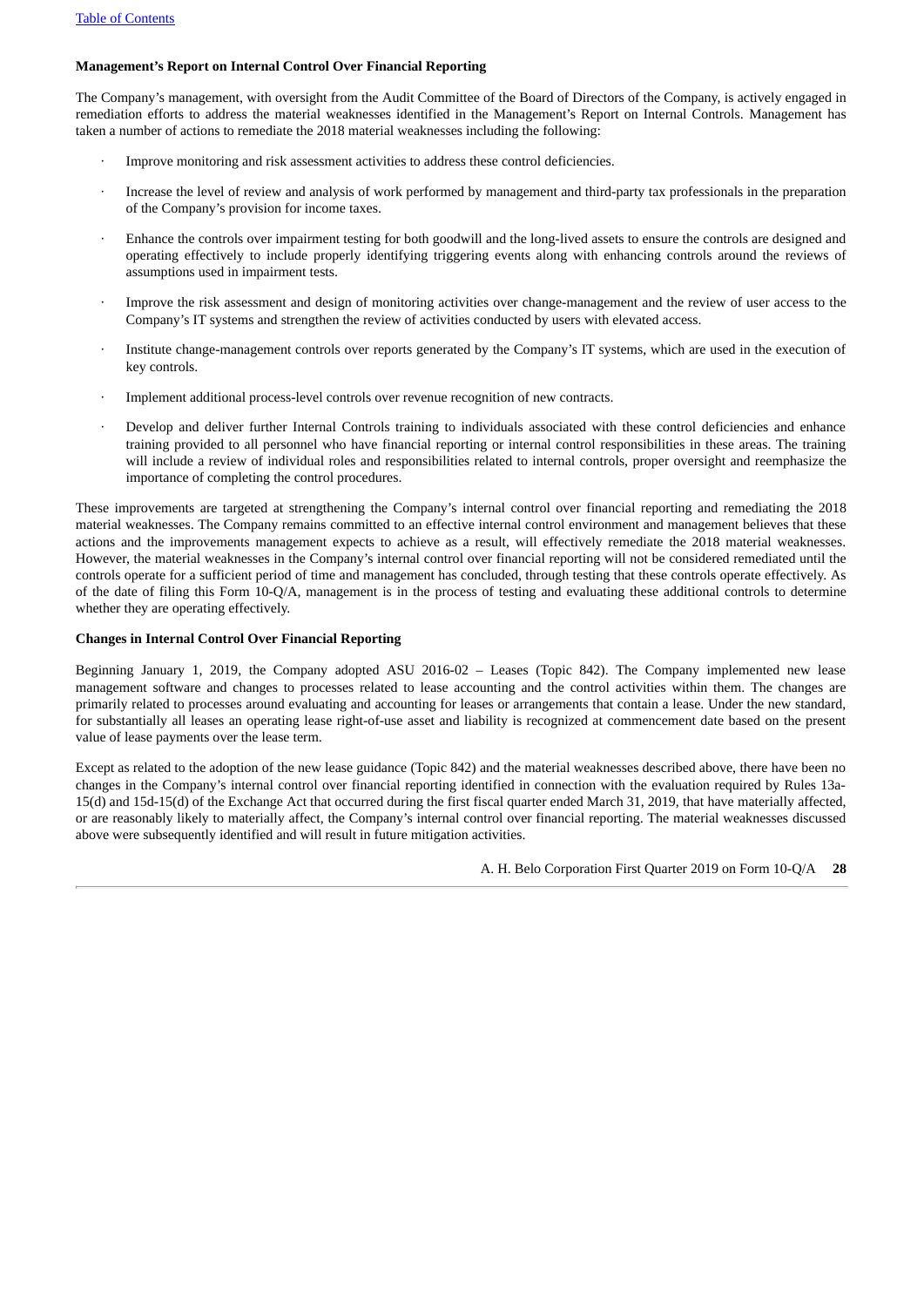**Management's Report on Internal Control Over Financial Reporting**

The Company's management, with oversight from the Audit Committee of the Board of Directors of the Company, is actively engaged in remediation efforts to address the material weaknesses identified in the Management's Report on Internal Controls. Management has taken a number of actions to remediate the 2018 material weaknesses including the following:

- Improve monitoring and risk assessment activities to address these control deficiencies.
- Increase the level of review and analysis of work performed by management and third-party tax professionals in the preparation of the Company's provision for income taxes.
- Enhance the controls over impairment testing for both goodwill and the long-lived assets to ensure the controls are designed and operating effectively to include properly identifying triggering events along with enhancing controls around the reviews of assumptions used in impairment tests.
- Improve the risk assessment and design of monitoring activities over change-management and the review of user access to the Company's IT systems and strengthen the review of activities conducted by users with elevated access.
- Institute change-management controls over reports generated by the Company's IT systems, which are used in the execution of key controls.
- Implement additional process-level controls over revenue recognition of new contracts.
- Develop and deliver further Internal Controls training to individuals associated with these control deficiencies and enhance training provided to all personnel who have financial reporting or internal control responsibilities in these areas. The training will include a review of individual roles and responsibilities related to internal controls, proper oversight and reemphasize the importance of completing the control procedures.

These improvements are targeted at strengthening the Company's internal control over financial reporting and remediating the 2018 material weaknesses. The Company remains committed to an effective internal control environment and management believes that these actions and the improvements management expects to achieve as a result, will effectively remediate the 2018 material weaknesses. However, the material weaknesses in the Company's internal control over financial reporting will not be considered remediated until the controls operate for a sufficient period of time and management has concluded, through testing that these controls operate effectively. As of the date of filing this Form 10-Q/A, management is in the process of testing and evaluating these additional controls to determine whether they are operating effectively.

**Changes in Internal Control Over Financial Reporting**

Beginning January 1, 2019, the Company adopted ASU 2016-02 – Leases (Topic 842). The Company implemented new lease management software and changes to processes related to lease accounting and the control activities within them. The changes are primarily related to processes around evaluating and accounting for leases or arrangements that contain a lease. Under the new standard, for substantially all leases an operating lease right-of-use asset and liability is recognized at commencement date based on the present value of lease payments over the lease term.

Except as related to the adoption of the new lease guidance (Topic 842) and the material weaknesses described above, there have been no changes in the Company's internal control over financial reporting identified in connection with the evaluation required by Rules 13a-15(d) and 15d-15(d) of the Exchange Act that occurred during the first fiscal quarter ended March 31, 2019, that have materially affected, or are reasonably likely to materially affect, the Company's internal control over financial reporting. The material weaknesses discussed above were subsequently identified and will result in future mitigation activities.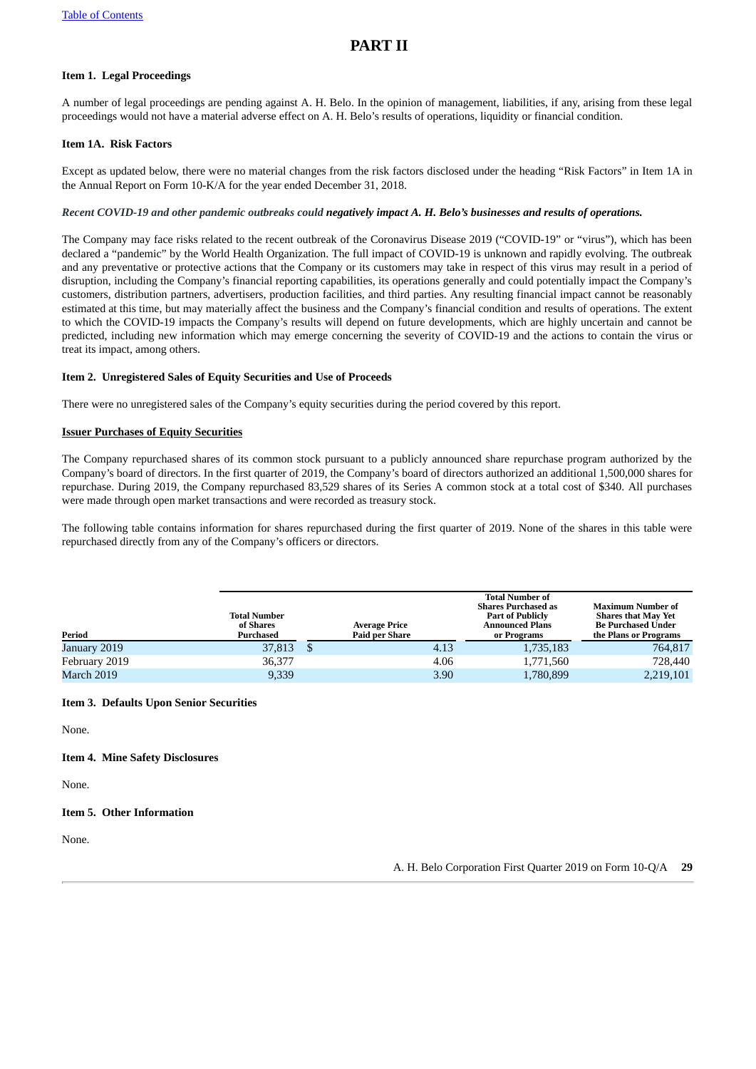# PART II

### Item 1. Legal Proceedings

A number of legal proceedings are pending against A. H. Belo. In the opinion of management, liabilities, if any, arising from these legal proceedings would not have a material adverse effect on A. H. Belo's results of operations, liquidity or financial condition.

### Item 1A. Risk Factors

Except as updated below, there were no material changes from the risk factors disclosed under the heading "Risk Factors" in Item 1A in the Annual Report on Form 10-K/A for the year ended December 31, 2018.

***Recent COVID-19 and other pandemic outbreaks could negatively impact A. H. Belo's businesses and results of operations.***

The Company may face risks related to the recent outbreak of the Coronavirus Disease 2019 ("COVID-19" or "virus"), which has been declared a "pandemic" by the World Health Organization. The full impact of COVID-19 is unknown and rapidly evolving. The outbreak and any preventative or protective actions that the Company or its customers may take in respect of this virus may result in a period of disruption, including the Company's financial reporting capabilities, its operations generally and could potentially impact the Company's customers, distribution partners, advertisers, production facilities, and third parties. Any resulting financial impact cannot be reasonably estimated at this time, but may materially affect the business and the Company's financial condition and results of operations. The extent to which the COVID-19 impacts the Company's results will depend on future developments, which are highly uncertain and cannot be predicted, including new information which may emerge concerning the severity of COVID-19 and the actions to contain the virus or treat its impact, among others.

### Item 2. Unregistered Sales of Equity Securities and Use of Proceeds

There were no unregistered sales of the Company's equity securities during the period covered by this report.

**Issuer Purchases of Equity Securities**

The Company repurchased shares of its common stock pursuant to a publicly announced share repurchase program authorized by the Company's board of directors. In the first quarter of 2019, the Company's board of directors authorized an additional 1,500,000 shares for repurchase. During 2019, the Company repurchased 83,529 shares of its Series A common stock at a total cost of $340. All purchases were made through open market transactions and were recorded as treasury stock.

The following table contains information for shares repurchased during the first quarter of 2019. None of the shares in this table were repurchased directly from any of the Company's officers or directors.

| Period | Total Number of Shares Purchased | Average Price Paid per Share | Total Number of Shares Purchased as Part of Publicly Announced Plans or Programs | Maximum Number of Shares that May Yet Be Purchased Under the Plans or Programs |
|---|---|---|---|---|
| January 2019 | 37,813 | $ 4.13 | 1,735,183 | 764,817 |
| February 2019 | 36,377 | 4.06 | 1,771,560 | 728,440 |
| March 2019 | 9,339 | 3.90 | 1,780,899 | 2,219,101 |

### Item 3. Defaults Upon Senior Securities

None.

### Item 4. Mine Safety Disclosures

None.

### Item 5. Other Information

None.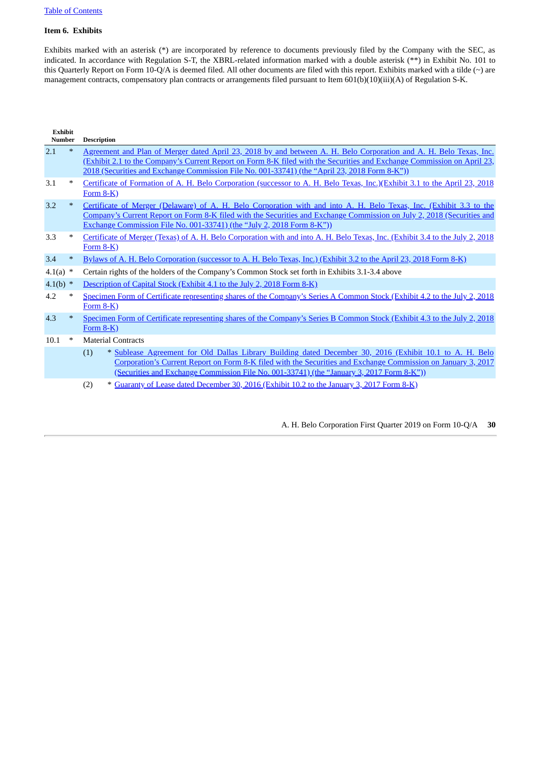## Item 6. Exhibits

Exhibits marked with an asterisk (*) are incorporated by reference to documents previously filed by the Company with the SEC, as indicated. In accordance with Regulation S-T, the XBRL-related information marked with a double asterisk (**) in Exhibit No. 101 to this Quarterly Report on Form 10-Q/A is deemed filed. All other documents are filed with this report. Exhibits marked with a tilde (~) are management contracts, compensatory plan contracts or arrangements filed pursuant to Item 601(b)(10)(iii)(A) of Regulation S-K.

| Exhibit Number | | Description |
|---|---|---|
| 2.1 | * | Agreement and Plan of Merger dated April 23, 2018 by and between A. H. Belo Corporation and A. H. Belo Texas, Inc. (Exhibit 2.1 to the Company's Current Report on Form 8-K filed with the Securities and Exchange Commission on April 23, 2018 (Securities and Exchange Commission File No. 001-33741) (the "April 23, 2018 Form 8-K")) |
| 3.1 | * | Certificate of Formation of A. H. Belo Corporation (successor to A. H. Belo Texas, Inc.)(Exhibit 3.1 to the April 23, 2018 Form 8-K) |
| 3.2 | * | Certificate of Merger (Delaware) of A. H. Belo Corporation with and into A. H. Belo Texas, Inc. (Exhibit 3.3 to the Company's Current Report on Form 8-K filed with the Securities and Exchange Commission on July 2, 2018 (Securities and Exchange Commission File No. 001-33741) (the "July 2, 2018 Form 8-K")) |
| 3.3 | * | Certificate of Merger (Texas) of A. H. Belo Corporation with and into A. H. Belo Texas, Inc. (Exhibit 3.4 to the July 2, 2018 Form 8-K) |
| 3.4 | * | Bylaws of A. H. Belo Corporation (successor to A. H. Belo Texas, Inc.) (Exhibit 3.2 to the April 23, 2018 Form 8-K) |
| 4.1(a) | * | Certain rights of the holders of the Company's Common Stock set forth in Exhibits 3.1-3.4 above |
| 4.1(b) | * | Description of Capital Stock (Exhibit 4.1 to the July 2, 2018 Form 8-K) |
| 4.2 | * | Specimen Form of Certificate representing shares of the Company's Series A Common Stock (Exhibit 4.2 to the July 2, 2018 Form 8-K) |
| 4.3 | * | Specimen Form of Certificate representing shares of the Company's Series B Common Stock (Exhibit 4.3 to the July 2, 2018 Form 8-K) |
| 10.1 | * | Material Contracts |
| | | (1) * Sublease Agreement for Old Dallas Library Building dated December 30, 2016 (Exhibit 10.1 to A. H. Belo Corporation's Current Report on Form 8-K filed with the Securities and Exchange Commission on January 3, 2017 (Securities and Exchange Commission File No. 001-33741) (the "January 3, 2017 Form 8-K")) |
| | | (2) * Guaranty of Lease dated December 30, 2016 (Exhibit 10.2 to the January 3, 2017 Form 8-K) |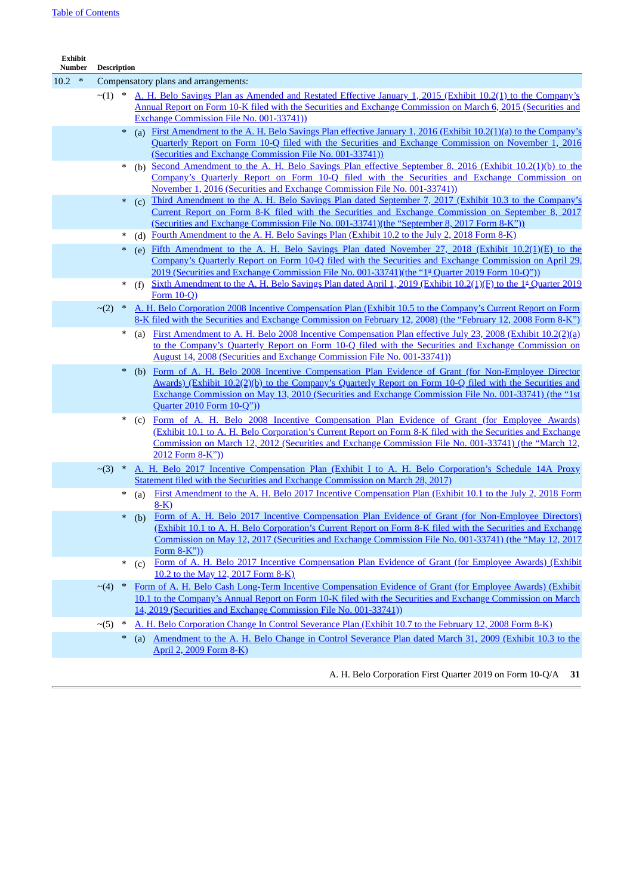| Exhibit Number | | | | Description |
|---|---|---|---|---|
| 10.2 | * | | | Compensatory plans and arrangements: |
| | ~(1) | * | | A. H. Belo Savings Plan as Amended and Restated Effective January 1, 2015 (Exhibit 10.2(1) to the Company's Annual Report on Form 10-K filed with the Securities and Exchange Commission on March 6, 2015 (Securities and Exchange Commission File No. 001-33741)) |
| | | * | (a) | First Amendment to the A. H. Belo Savings Plan effective January 1, 2016 (Exhibit 10.2(1)(a) to the Company's Quarterly Report on Form 10-Q filed with the Securities and Exchange Commission on November 1, 2016 (Securities and Exchange Commission File No. 001-33741)) |
| | | * | (b) | Second Amendment to the A. H. Belo Savings Plan effective September 8, 2016 (Exhibit 10.2(1)(b) to the Company's Quarterly Report on Form 10-Q filed with the Securities and Exchange Commission on November 1, 2016 (Securities and Exchange Commission File No. 001-33741)) |
| | | * | (c) | Third Amendment to the A. H. Belo Savings Plan dated September 7, 2017 (Exhibit 10.3 to the Company's Current Report on Form 8-K filed with the Securities and Exchange Commission on September 8, 2017 (Securities and Exchange Commission File No. 001-33741)(the "September 8, 2017 Form 8-K")) |
| | | * | (d) | Fourth Amendment to the A. H. Belo Savings Plan (Exhibit 10.2 to the July 2, 2018 Form 8-K) |
| | | * | (e) | Fifth Amendment to the A. H. Belo Savings Plan dated November 27, 2018 (Exhibit 10.2(1)(E) to the Company's Quarterly Report on Form 10-Q filed with the Securities and Exchange Commission on April 29, 2019 (Securities and Exchange Commission File No. 001-33741)(the "1st Quarter 2019 Form 10-Q")) |
| | | * | (f) | Sixth Amendment to the A. H. Belo Savings Plan dated April 1, 2019 (Exhibit 10.2(1)(F) to the 1st Quarter 2019 Form 10-Q) |
| | ~(2) | * | | A. H. Belo Corporation 2008 Incentive Compensation Plan (Exhibit 10.5 to the Company's Current Report on Form 8-K filed with the Securities and Exchange Commission on February 12, 2008) (the "February 12, 2008 Form 8-K") |
| | | * | (a) | First Amendment to A. H. Belo 2008 Incentive Compensation Plan effective July 23, 2008 (Exhibit 10.2(2)(a) to the Company's Quarterly Report on Form 10-Q filed with the Securities and Exchange Commission on August 14, 2008 (Securities and Exchange Commission File No. 001-33741)) |
| | | * | (b) | Form of A. H. Belo 2008 Incentive Compensation Plan Evidence of Grant (for Non-Employee Director Awards) (Exhibit 10.2(2)(b) to the Company's Quarterly Report on Form 10-Q filed with the Securities and Exchange Commission on May 13, 2010 (Securities and Exchange Commission File No. 001-33741) (the "1st Quarter 2010 Form 10-Q")) |
| | | * | (c) | Form of A. H. Belo 2008 Incentive Compensation Plan Evidence of Grant (for Employee Awards) (Exhibit 10.1 to A. H. Belo Corporation's Current Report on Form 8-K filed with the Securities and Exchange Commission on March 12, 2012 (Securities and Exchange Commission File No. 001-33741) (the "March 12, 2012 Form 8-K")) |
| | ~(3) | * | | A. H. Belo 2017 Incentive Compensation Plan (Exhibit I to A. H. Belo Corporation's Schedule 14A Proxy Statement filed with the Securities and Exchange Commission on March 28, 2017) |
| | | * | (a) | First Amendment to the A. H. Belo 2017 Incentive Compensation Plan (Exhibit 10.1 to the July 2, 2018 Form 8-K) |
| | | * | (b) | Form of A. H. Belo 2017 Incentive Compensation Plan Evidence of Grant (for Non-Employee Directors) (Exhibit 10.1 to A. H. Belo Corporation's Current Report on Form 8-K filed with the Securities and Exchange Commission on May 12, 2017 (Securities and Exchange Commission File No. 001-33741) (the "May 12, 2017 Form 8-K")) |
| | | * | (c) | Form of A. H. Belo 2017 Incentive Compensation Plan Evidence of Grant (for Employee Awards) (Exhibit 10.2 to the May 12, 2017 Form 8-K) |
| | ~(4) | * | | Form of A. H. Belo Cash Long-Term Incentive Compensation Evidence of Grant (for Employee Awards) (Exhibit 10.1 to the Company's Annual Report on Form 10-K filed with the Securities and Exchange Commission on March 14, 2019 (Securities and Exchange Commission File No. 001-33741)) |
| | ~(5) | * | | A. H. Belo Corporation Change In Control Severance Plan (Exhibit 10.7 to the February 12, 2008 Form 8-K) |
| | | * | (a) | Amendment to the A. H. Belo Change in Control Severance Plan dated March 31, 2009 (Exhibit 10.3 to the April 2, 2009 Form 8-K) |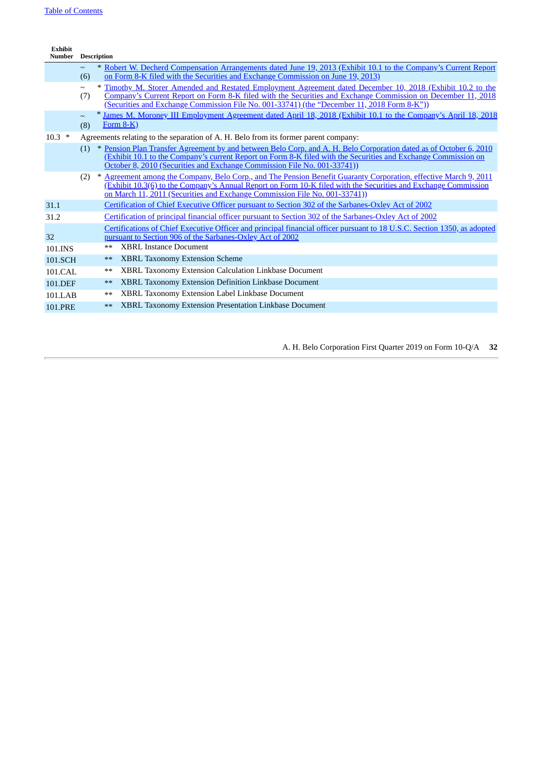| Exhibit Number | Description |
|---|---|
| ~ (6) | * Robert W. Decherd Compensation Arrangements dated June 19, 2013 (Exhibit 10.1 to the Company's Current Report on Form 8-K filed with the Securities and Exchange Commission on June 19, 2013) |
| ~ (7) | * Timothy M. Storer Amended and Restated Employment Agreement dated December 10, 2018 (Exhibit 10.2 to the Company's Current Report on Form 8-K filed with the Securities and Exchange Commission on December 11, 2018 (Securities and Exchange Commission File No. 001-33741) (the "December 11, 2018 Form 8-K")) |
| ~ (8) | * James M. Moroney III Employment Agreement dated April 18, 2018 (Exhibit 10.1 to the Company's April 18, 2018 Form 8-K) |
| 10.3 * | Agreements relating to the separation of A. H. Belo from its former parent company: |
| (1) | * Pension Plan Transfer Agreement by and between Belo Corp. and A. H. Belo Corporation dated as of October 6, 2010 (Exhibit 10.1 to the Company's current Report on Form 8-K filed with the Securities and Exchange Commission on October 8, 2010 (Securities and Exchange Commission File No. 001-33741)) |
| (2) | * Agreement among the Company, Belo Corp., and The Pension Benefit Guaranty Corporation, effective March 9, 2011 (Exhibit 10.3(6) to the Company's Annual Report on Form 10-K filed with the Securities and Exchange Commission on March 11, 2011 (Securities and Exchange Commission File No. 001-33741)) |
| 31.1 | Certification of Chief Executive Officer pursuant to Section 302 of the Sarbanes-Oxley Act of 2002 |
| 31.2 | Certification of principal financial officer pursuant to Section 302 of the Sarbanes-Oxley Act of 2002 |
| 32 | Certifications of Chief Executive Officer and principal financial officer pursuant to 18 U.S.C. Section 1350, as adopted pursuant to Section 906 of the Sarbanes-Oxley Act of 2002 |
| 101.INS | ** XBRL Instance Document |
| 101.SCH | ** XBRL Taxonomy Extension Scheme |
| 101.CAL | ** XBRL Taxonomy Extension Calculation Linkbase Document |
| 101.DEF | ** XBRL Taxonomy Extension Definition Linkbase Document |
| 101.LAB | ** XBRL Taxonomy Extension Label Linkbase Document |
| 101.PRE | ** XBRL Taxonomy Extension Presentation Linkbase Document |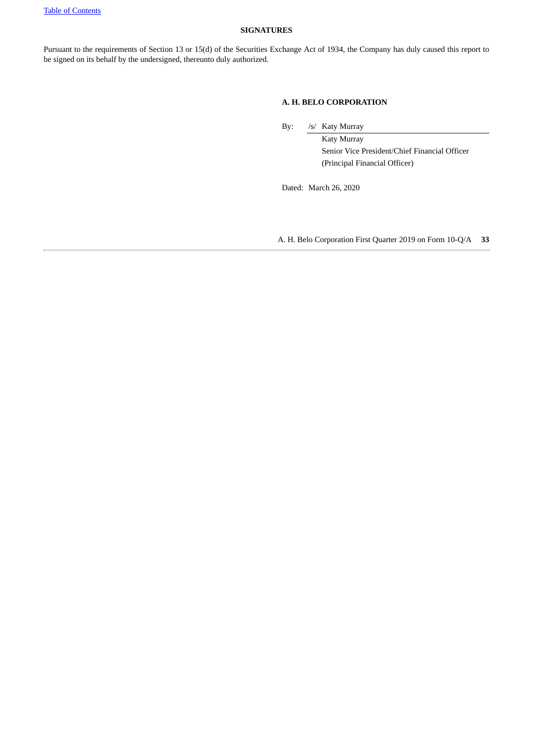## SIGNATURES

Pursuant to the requirements of Section 13 or 15(d) of the Securities Exchange Act of 1934, the Company has duly caused this report to be signed on its behalf by the undersigned, thereunto duly authorized.

**A. H. BELO CORPORATION**

By: /s/ Katy Murray

Katy Murray
Senior Vice President/Chief Financial Officer
(Principal Financial Officer)

Dated: March 26, 2020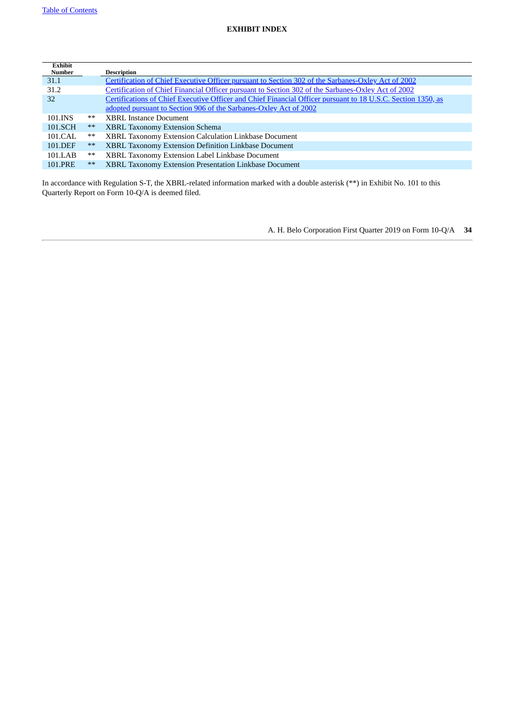# EXHIBIT INDEX

| Exhibit Number | | Description |
|---|---|---|
| 31.1 | | Certification of Chief Executive Officer pursuant to Section 302 of the Sarbanes-Oxley Act of 2002 |
| 31.2 | | Certification of Chief Financial Officer pursuant to Section 302 of the Sarbanes-Oxley Act of 2002 |
| 32 | | Certifications of Chief Executive Officer and Chief Financial Officer pursuant to 18 U.S.C. Section 1350, as adopted pursuant to Section 906 of the Sarbanes-Oxley Act of 2002 |
| 101.INS | ** | XBRL Instance Document |
| 101.SCH | ** | XBRL Taxonomy Extension Schema |
| 101.CAL | ** | XBRL Taxonomy Extension Calculation Linkbase Document |
| 101.DEF | ** | XBRL Taxonomy Extension Definition Linkbase Document |
| 101.LAB | ** | XBRL Taxonomy Extension Label Linkbase Document |
| 101.PRE | ** | XBRL Taxonomy Extension Presentation Linkbase Document |

In accordance with Regulation S-T, the XBRL-related information marked with a double asterisk (**) in Exhibit No. 101 to this Quarterly Report on Form 10-Q/A is deemed filed.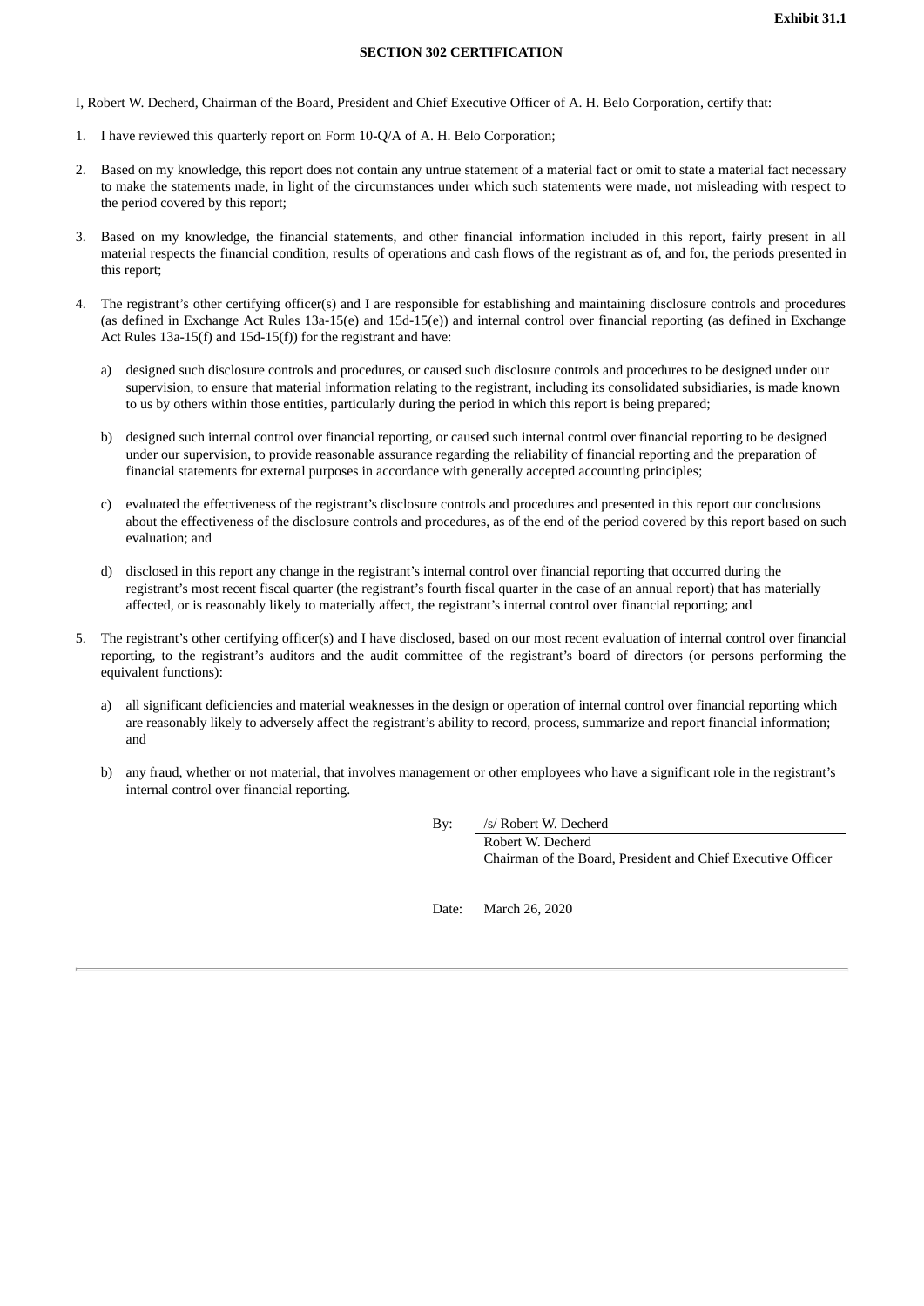**Exhibit 31.1**

**SECTION 302 CERTIFICATION**

I, Robert W. Decherd, Chairman of the Board, President and Chief Executive Officer of A. H. Belo Corporation, certify that:

1. I have reviewed this quarterly report on Form 10-Q/A of A. H. Belo Corporation;

2. Based on my knowledge, this report does not contain any untrue statement of a material fact or omit to state a material fact necessary to make the statements made, in light of the circumstances under which such statements were made, not misleading with respect to the period covered by this report;

3. Based on my knowledge, the financial statements, and other financial information included in this report, fairly present in all material respects the financial condition, results of operations and cash flows of the registrant as of, and for, the periods presented in this report;

4. The registrant's other certifying officer(s) and I are responsible for establishing and maintaining disclosure controls and procedures (as defined in Exchange Act Rules 13a-15(e) and 15d-15(e)) and internal control over financial reporting (as defined in Exchange Act Rules 13a-15(f) and 15d-15(f)) for the registrant and have:

   a) designed such disclosure controls and procedures, or caused such disclosure controls and procedures to be designed under our supervision, to ensure that material information relating to the registrant, including its consolidated subsidiaries, is made known to us by others within those entities, particularly during the period in which this report is being prepared;

   b) designed such internal control over financial reporting, or caused such internal control over financial reporting to be designed under our supervision, to provide reasonable assurance regarding the reliability of financial reporting and the preparation of financial statements for external purposes in accordance with generally accepted accounting principles;

   c) evaluated the effectiveness of the registrant's disclosure controls and procedures and presented in this report our conclusions about the effectiveness of the disclosure controls and procedures, as of the end of the period covered by this report based on such evaluation; and

   d) disclosed in this report any change in the registrant's internal control over financial reporting that occurred during the registrant's most recent fiscal quarter (the registrant's fourth fiscal quarter in the case of an annual report) that has materially affected, or is reasonably likely to materially affect, the registrant's internal control over financial reporting; and

5. The registrant's other certifying officer(s) and I have disclosed, based on our most recent evaluation of internal control over financial reporting, to the registrant's auditors and the audit committee of the registrant's board of directors (or persons performing the equivalent functions):

   a) all significant deficiencies and material weaknesses in the design or operation of internal control over financial reporting which are reasonably likely to adversely affect the registrant's ability to record, process, summarize and report financial information; and

   b) any fraud, whether or not material, that involves management or other employees who have a significant role in the registrant's internal control over financial reporting.

By: /s/ Robert W. Decherd
Robert W. Decherd
Chairman of the Board, President and Chief Executive Officer

Date: March 26, 2020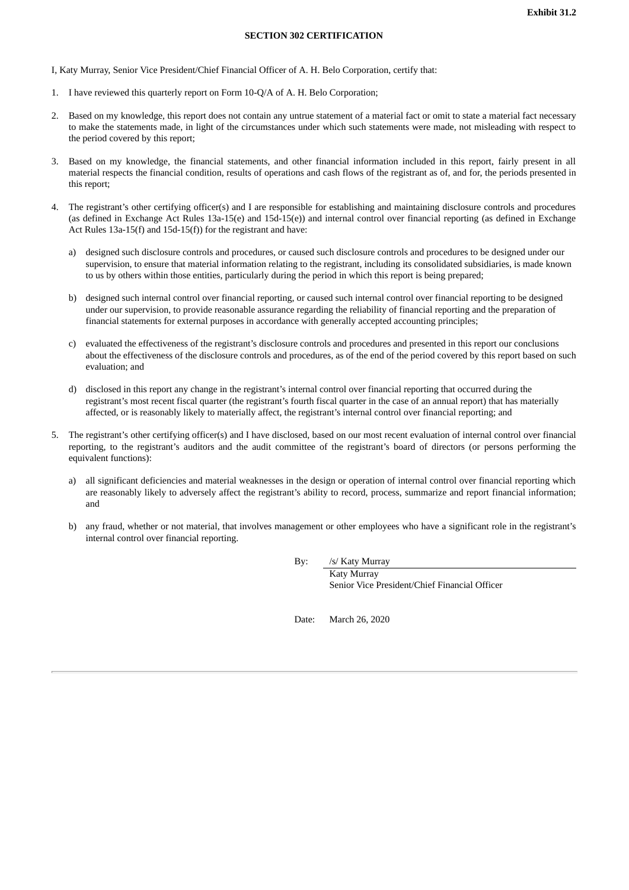**Exhibit 31.2**

**SECTION 302 CERTIFICATION**

I, Katy Murray, Senior Vice President/Chief Financial Officer of A. H. Belo Corporation, certify that:

1. I have reviewed this quarterly report on Form 10-Q/A of A. H. Belo Corporation;

2. Based on my knowledge, this report does not contain any untrue statement of a material fact or omit to state a material fact necessary to make the statements made, in light of the circumstances under which such statements were made, not misleading with respect to the period covered by this report;

3. Based on my knowledge, the financial statements, and other financial information included in this report, fairly present in all material respects the financial condition, results of operations and cash flows of the registrant as of, and for, the periods presented in this report;

4. The registrant's other certifying officer(s) and I are responsible for establishing and maintaining disclosure controls and procedures (as defined in Exchange Act Rules 13a-15(e) and 15d-15(e)) and internal control over financial reporting (as defined in Exchange Act Rules 13a-15(f) and 15d-15(f)) for the registrant and have:

   a) designed such disclosure controls and procedures, or caused such disclosure controls and procedures to be designed under our supervision, to ensure that material information relating to the registrant, including its consolidated subsidiaries, is made known to us by others within those entities, particularly during the period in which this report is being prepared;

   b) designed such internal control over financial reporting, or caused such internal control over financial reporting to be designed under our supervision, to provide reasonable assurance regarding the reliability of financial reporting and the preparation of financial statements for external purposes in accordance with generally accepted accounting principles;

   c) evaluated the effectiveness of the registrant's disclosure controls and procedures and presented in this report our conclusions about the effectiveness of the disclosure controls and procedures, as of the end of the period covered by this report based on such evaluation; and

   d) disclosed in this report any change in the registrant's internal control over financial reporting that occurred during the registrant's most recent fiscal quarter (the registrant's fourth fiscal quarter in the case of an annual report) that has materially affected, or is reasonably likely to materially affect, the registrant's internal control over financial reporting; and

5. The registrant's other certifying officer(s) and I have disclosed, based on our most recent evaluation of internal control over financial reporting, to the registrant's auditors and the audit committee of the registrant's board of directors (or persons performing the equivalent functions):

   a) all significant deficiencies and material weaknesses in the design or operation of internal control over financial reporting which are reasonably likely to adversely affect the registrant's ability to record, process, summarize and report financial information; and

   b) any fraud, whether or not material, that involves management or other employees who have a significant role in the registrant's internal control over financial reporting.

By: /s/ Katy Murray
Katy Murray
Senior Vice President/Chief Financial Officer

Date: March 26, 2020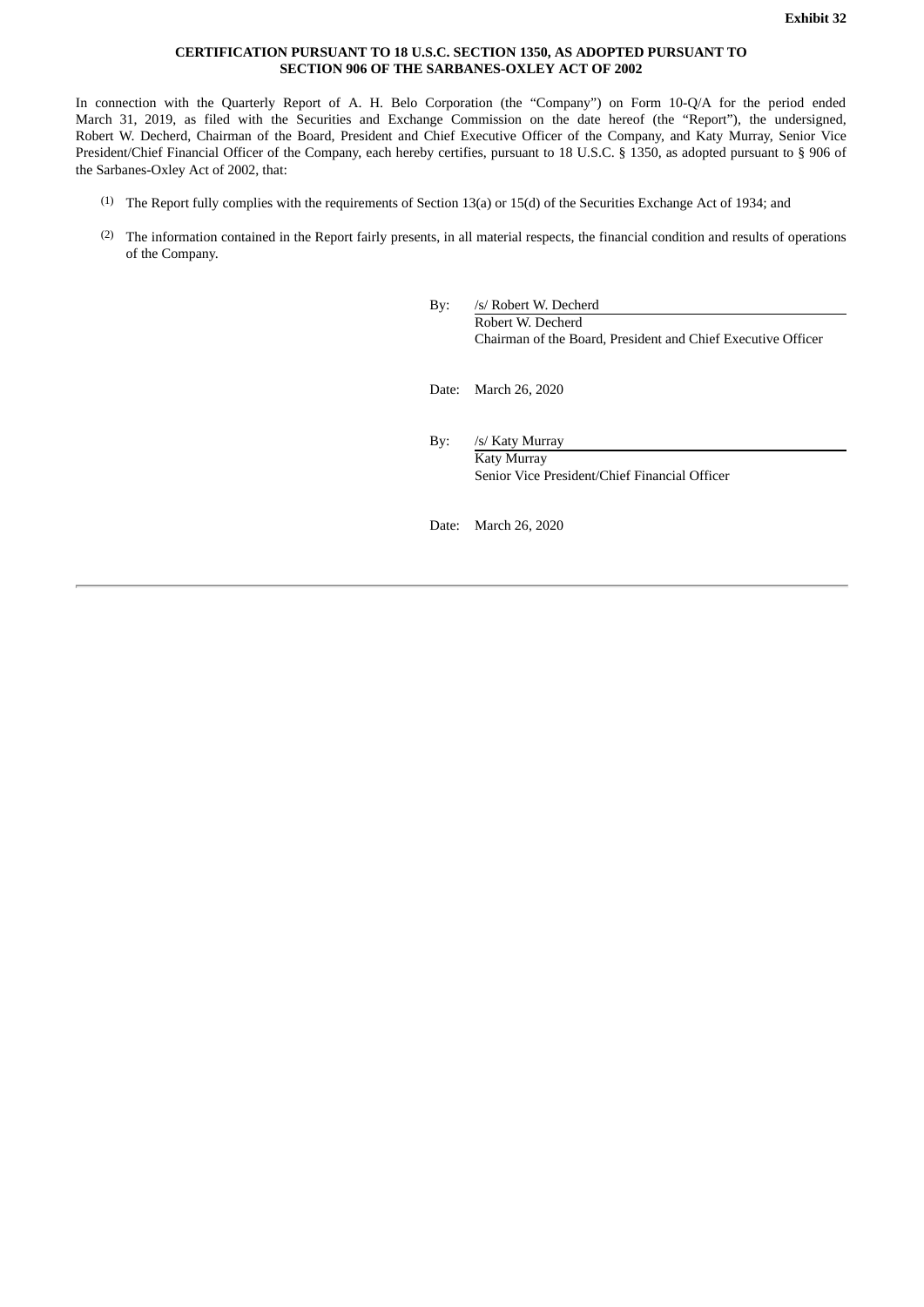**Exhibit 32**

**CERTIFICATION PURSUANT TO 18 U.S.C. SECTION 1350, AS ADOPTED PURSUANT TO SECTION 906 OF THE SARBANES-OXLEY ACT OF 2002**

In connection with the Quarterly Report of A. H. Belo Corporation (the "Company") on Form 10-Q/A for the period ended March 31, 2019, as filed with the Securities and Exchange Commission on the date hereof (the "Report"), the undersigned, Robert W. Decherd, Chairman of the Board, President and Chief Executive Officer of the Company, and Katy Murray, Senior Vice President/Chief Financial Officer of the Company, each hereby certifies, pursuant to 18 U.S.C. § 1350, as adopted pursuant to § 906 of the Sarbanes-Oxley Act of 2002, that:

(1) The Report fully complies with the requirements of Section 13(a) or 15(d) of the Securities Exchange Act of 1934; and

(2) The information contained in the Report fairly presents, in all material respects, the financial condition and results of operations of the Company.

By: /s/ Robert W. Decherd
Robert W. Decherd
Chairman of the Board, President and Chief Executive Officer

Date: March 26, 2020

By: /s/ Katy Murray
Katy Murray
Senior Vice President/Chief Financial Officer

Date: March 26, 2020